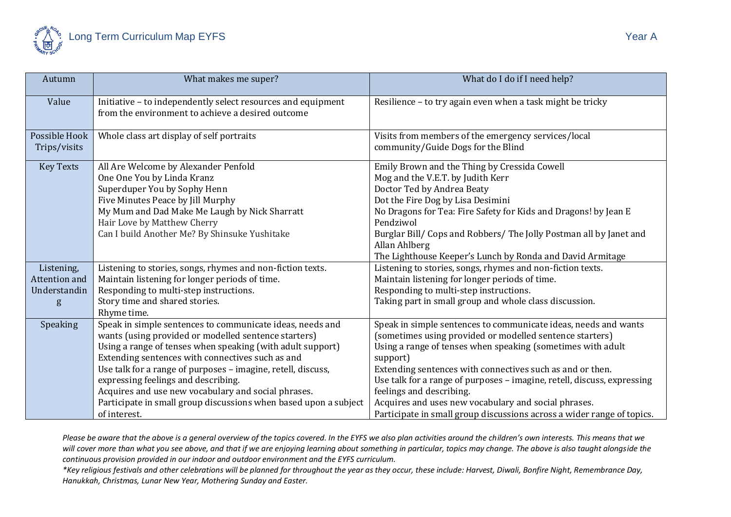# Long Term Curriculum Map EYFS

Year A

| Autumn | What makes me super? | What do I do if I need help? |
| --- | --- | --- |
| Value | Initiative – to independently select resources and equipment from the environment to achieve a desired outcome | Resilience – to try again even when a task might be tricky |
| Possible Hook Trips/visits | Whole class art display of self portraits | Visits from members of the emergency services/local community/Guide Dogs for the Blind |
| Key Texts | All Are Welcome by Alexander Penfold<br>One One You by Linda Kranz<br>Superduper You by Sophy Henn<br>Five Minutes Peace by Jill Murphy<br>My Mum and Dad Make Me Laugh by Nick Sharratt<br>Hair Love by Matthew Cherry<br>Can I build Another Me? By Shinsuke Yushitake | Emily Brown and the Thing by Cressida Cowell<br>Mog and the V.E.T. by Judith Kerr<br>Doctor Ted by Andrea Beaty<br>Dot the Fire Dog by Lisa Desimini<br>No Dragons for Tea: Fire Safety for Kids and Dragons! by Jean E Pendziwol<br>Burglar Bill/ Cops and Robbers/ The Jolly Postman all by Janet and Allan Ahlberg<br>The Lighthouse Keeper's Lunch by Ronda and David Armitage |
| Listening, Attention and Understanding | Listening to stories, songs, rhymes and non-fiction texts.<br>Maintain listening for longer periods of time.<br>Responding to multi-step instructions.<br>Story time and shared stories.<br>Rhyme time. | Listening to stories, songs, rhymes and non-fiction texts.<br>Maintain listening for longer periods of time.<br>Responding to multi-step instructions.<br>Taking part in small group and whole class discussion. |
| Speaking | Speak in simple sentences to communicate ideas, needs and wants (using provided or modelled sentence starters)<br>Using a range of tenses when speaking (with adult support)<br>Extending sentences with connectives such as and<br>Use talk for a range of purposes – imagine, retell, discuss, expressing feelings and describing.<br>Acquires and use new vocabulary and social phrases.<br>Participate in small group discussions when based upon a subject of interest. | Speak in simple sentences to communicate ideas, needs and wants (sometimes using provided or modelled sentence starters)<br>Using a range of tenses when speaking (sometimes with adult support)<br>Extending sentences with connectives such as and or then.<br>Use talk for a range of purposes – imagine, retell, discuss, expressing feelings and describing.<br>Acquires and uses new vocabulary and social phrases.<br>Participate in small group discussions across a wider range of topics. |

*Please be aware that the above is a general overview of the topics covered. In the EYFS we also plan activities around the children's own interests. This means that we will cover more than what you see above, and that if we are enjoying learning about something in particular, topics may change. The above is also taught alongside the continuous provision provided in our indoor and outdoor environment and the EYFS curriculum.*

*\*Key religious festivals and other celebrations will be planned for throughout the year as they occur, these include: Harvest, Diwali, Bonfire Night, Remembrance Day, Hanukkah, Christmas, Lunar New Year, Mothering Sunday and Easter.*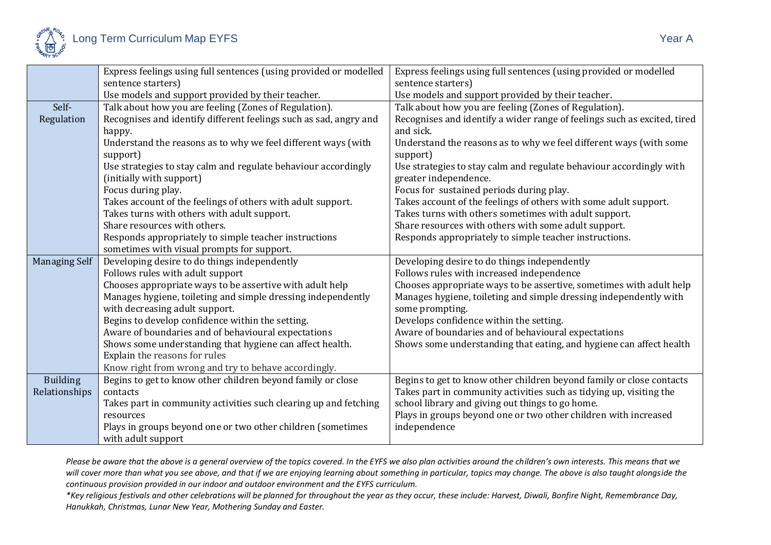| | | |
|---|---|---|
| | Express feelings using full sentences (using provided or modelled sentence starters)<br>Use models and support provided by their teacher. | Express feelings using full sentences (using provided or modelled sentence starters)<br>Use models and support provided by their teacher. |
| Self-Regulation | Talk about how you are feeling (Zones of Regulation).<br>Recognises and identify different feelings such as sad, angry and happy.<br>Understand the reasons as to why we feel different ways (with support)<br>Use strategies to stay calm and regulate behaviour accordingly (initially with support)<br>Focus during play.<br>Takes account of the feelings of others with adult support.<br>Takes turns with others with adult support.<br>Share resources with others.<br>Responds appropriately to simple teacher instructions sometimes with visual prompts for support. | Talk about how you are feeling (Zones of Regulation).<br>Recognises and identify a wider range of feelings such as excited, tired and sick.<br>Understand the reasons as to why we feel different ways (with some support)<br>Use strategies to stay calm and regulate behaviour accordingly with greater independence.<br>Focus for sustained periods during play.<br>Takes account of the feelings of others with some adult support.<br>Takes turns with others sometimes with adult support.<br>Share resources with others with some adult support.<br>Responds appropriately to simple teacher instructions. |
| Managing Self | Developing desire to do things independently<br>Follows rules with adult support<br>Chooses appropriate ways to be assertive with adult help<br>Manages hygiene, toileting and simple dressing independently with decreasing adult support.<br>Begins to develop confidence within the setting.<br>Aware of boundaries and of behavioural expectations<br>Shows some understanding that hygiene can affect health.<br>Explain the reasons for rules<br>Know right from wrong and try to behave accordingly. | Developing desire to do things independently<br>Follows rules with increased independence<br>Chooses appropriate ways to be assertive, sometimes with adult help<br>Manages hygiene, toileting and simple dressing independently with some prompting.<br>Develops confidence within the setting.<br>Aware of boundaries and of behavioural expectations<br>Shows some understanding that eating, and hygiene can affect health |
| Building Relationships | Begins to get to know other children beyond family or close contacts<br>Takes part in community activities such clearing up and fetching resources<br>Plays in groups beyond one or two other children (sometimes with adult support | Begins to get to know other children beyond family or close contacts<br>Takes part in community activities such as tidying up, visiting the school library and giving out things to go home.<br>Plays in groups beyond one or two other children with increased independence |

*Please be aware that the above is a general overview of the topics covered. In the EYFS we also plan activities around the children's own interests. This means that we will cover more than what you see above, and that if we are enjoying learning about something in particular, topics may change. The above is also taught alongside the continuous provision provided in our indoor and outdoor environment and the EYFS curriculum.*

*\*Key religious festivals and other celebrations will be planned for throughout the year as they occur, these include: Harvest, Diwali, Bonfire Night, Remembrance Day, Hanukkah, Christmas, Lunar New Year, Mothering Sunday and Easter.*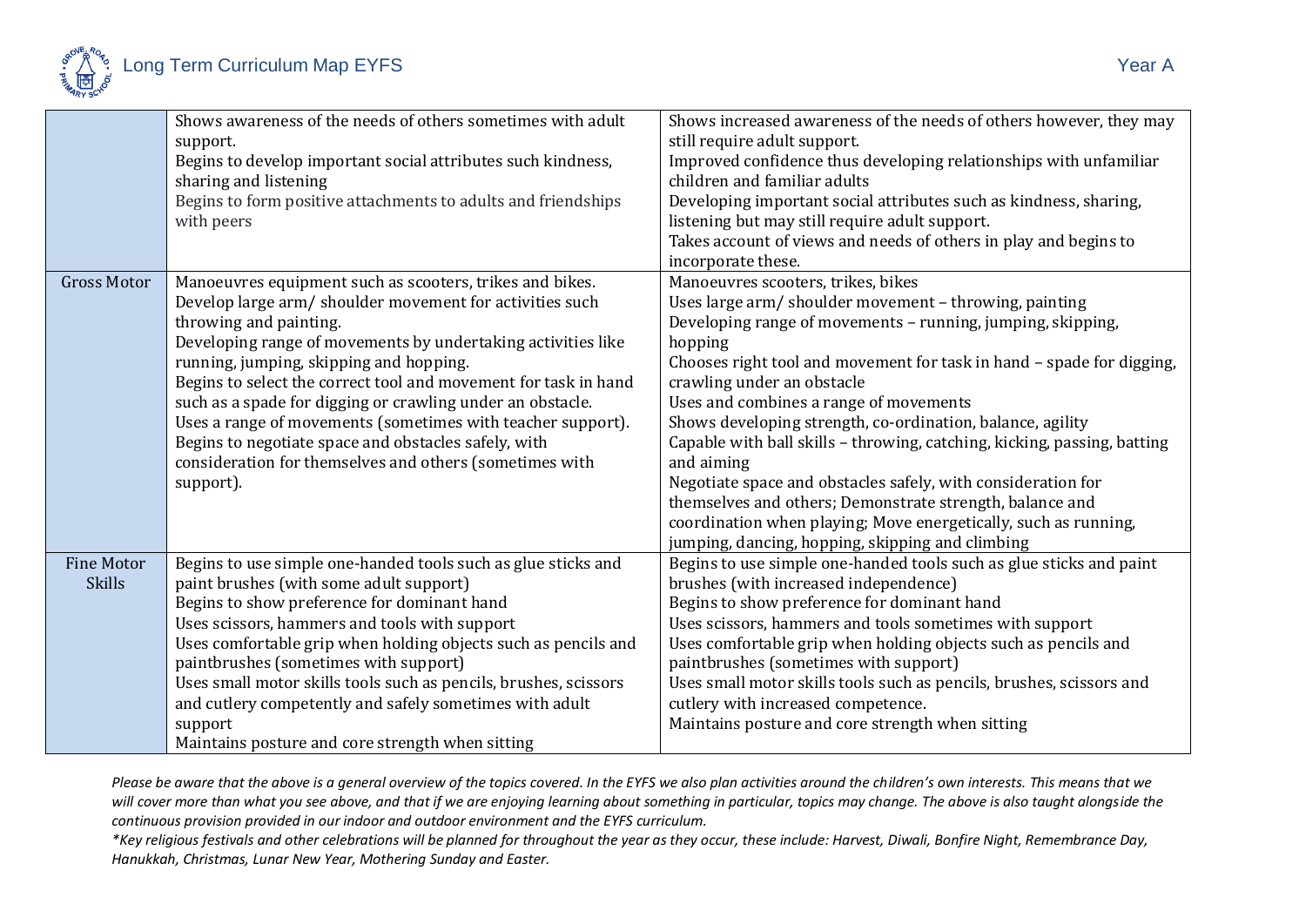| | | |
|---|---|---|
| | Shows awareness of the needs of others sometimes with adult support.<br>Begins to develop important social attributes such kindness, sharing and listening<br>Begins to form positive attachments to adults and friendships with peers | Shows increased awareness of the needs of others however, they may still require adult support.<br>Improved confidence thus developing relationships with unfamiliar children and familiar adults<br>Developing important social attributes such as kindness, sharing, listening but may still require adult support.<br>Takes account of views and needs of others in play and begins to incorporate these. |
| Gross Motor | Manoeuvres equipment such as scooters, trikes and bikes.<br>Develop large arm/ shoulder movement for activities such throwing and painting.<br>Developing range of movements by undertaking activities like running, jumping, skipping and hopping.<br>Begins to select the correct tool and movement for task in hand such as a spade for digging or crawling under an obstacle.<br>Uses a range of movements (sometimes with teacher support).<br>Begins to negotiate space and obstacles safely, with consideration for themselves and others (sometimes with support). | Manoeuvres scooters, trikes, bikes<br>Uses large arm/ shoulder movement – throwing, painting<br>Developing range of movements – running, jumping, skipping, hopping<br>Chooses right tool and movement for task in hand – spade for digging, crawling under an obstacle<br>Uses and combines a range of movements<br>Shows developing strength, co-ordination, balance, agility<br>Capable with ball skills – throwing, catching, kicking, passing, batting and aiming<br>Negotiate space and obstacles safely, with consideration for themselves and others; Demonstrate strength, balance and coordination when playing; Move energetically, such as running, jumping, dancing, hopping, skipping and climbing |
| Fine Motor Skills | Begins to use simple one-handed tools such as glue sticks and paint brushes (with some adult support)<br>Begins to show preference for dominant hand<br>Uses scissors, hammers and tools with support<br>Uses comfortable grip when holding objects such as pencils and paintbrushes (sometimes with support)<br>Uses small motor skills tools such as pencils, brushes, scissors and cutlery competently and safely sometimes with adult support<br>Maintains posture and core strength when sitting | Begins to use simple one-handed tools such as glue sticks and paint brushes (with increased independence)<br>Begins to show preference for dominant hand<br>Uses scissors, hammers and tools sometimes with support<br>Uses comfortable grip when holding objects such as pencils and paintbrushes (sometimes with support)<br>Uses small motor skills tools such as pencils, brushes, scissors and cutlery with increased competence.<br>Maintains posture and core strength when sitting |

*Please be aware that the above is a general overview of the topics covered. In the EYFS we also plan activities around the children's own interests. This means that we will cover more than what you see above, and that if we are enjoying learning about something in particular, topics may change. The above is also taught alongside the continuous provision provided in our indoor and outdoor environment and the EYFS curriculum.*

*\*Key religious festivals and other celebrations will be planned for throughout the year as they occur, these include: Harvest, Diwali, Bonfire Night, Remembrance Day, Hanukkah, Christmas, Lunar New Year, Mothering Sunday and Easter.*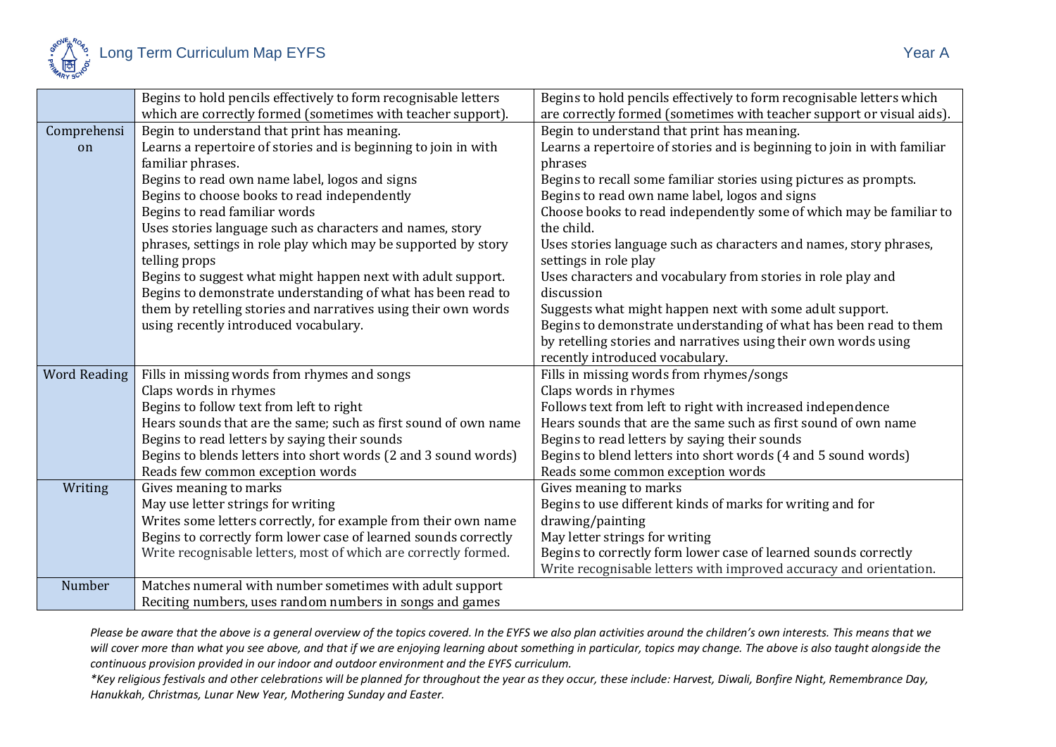| | | |
|---|---|---|
| | Begins to hold pencils effectively to form recognisable letters which are correctly formed (sometimes with teacher support). | Begins to hold pencils effectively to form recognisable letters which are correctly formed (sometimes with teacher support or visual aids). |
| Comprehension | Begin to understand that print has meaning.<br>Learns a repertoire of stories and is beginning to join in with familiar phrases.<br>Begins to read own name label, logos and signs<br>Begins to choose books to read independently<br>Begins to read familiar words<br>Uses stories language such as characters and names, story phrases, settings in role play which may be supported by story telling props<br>Begins to suggest what might happen next with adult support.<br>Begins to demonstrate understanding of what has been read to them by retelling stories and narratives using their own words using recently introduced vocabulary. | Begin to understand that print has meaning.<br>Learns a repertoire of stories and is beginning to join in with familiar phrases<br>Begins to recall some familiar stories using pictures as prompts.<br>Begins to read own name label, logos and signs<br>Choose books to read independently some of which may be familiar to the child.<br>Uses stories language such as characters and names, story phrases, settings in role play<br>Uses characters and vocabulary from stories in role play and discussion<br>Suggests what might happen next with some adult support.<br>Begins to demonstrate understanding of what has been read to them by retelling stories and narratives using their own words using recently introduced vocabulary. |
| Word Reading | Fills in missing words from rhymes and songs<br>Claps words in rhymes<br>Begins to follow text from left to right<br>Hears sounds that are the same; such as first sound of own name<br>Begins to read letters by saying their sounds<br>Begins to blends letters into short words (2 and 3 sound words)<br>Reads few common exception words | Fills in missing words from rhymes/songs<br>Claps words in rhymes<br>Follows text from left to right with increased independence<br>Hears sounds that are the same such as first sound of own name<br>Begins to read letters by saying their sounds<br>Begins to blend letters into short words (4 and 5 sound words)<br>Reads some common exception words |
| Writing | Gives meaning to marks<br>May use letter strings for writing<br>Writes some letters correctly, for example from their own name<br>Begins to correctly form lower case of learned sounds correctly<br>Write recognisable letters, most of which are correctly formed. | Gives meaning to marks<br>Begins to use different kinds of marks for writing and for drawing/painting<br>May letter strings for writing<br>Begins to correctly form lower case of learned sounds correctly<br>Write recognisable letters with improved accuracy and orientation. |
| Number | Matches numeral with number sometimes with adult support<br>Reciting numbers, uses random numbers in songs and games | |

*Please be aware that the above is a general overview of the topics covered. In the EYFS we also plan activities around the children's own interests. This means that we will cover more than what you see above, and that if we are enjoying learning about something in particular, topics may change. The above is also taught alongside the continuous provision provided in our indoor and outdoor environment and the EYFS curriculum.*

*\*Key religious festivals and other celebrations will be planned for throughout the year as they occur, these include: Harvest, Diwali, Bonfire Night, Remembrance Day, Hanukkah, Christmas, Lunar New Year, Mothering Sunday and Easter.*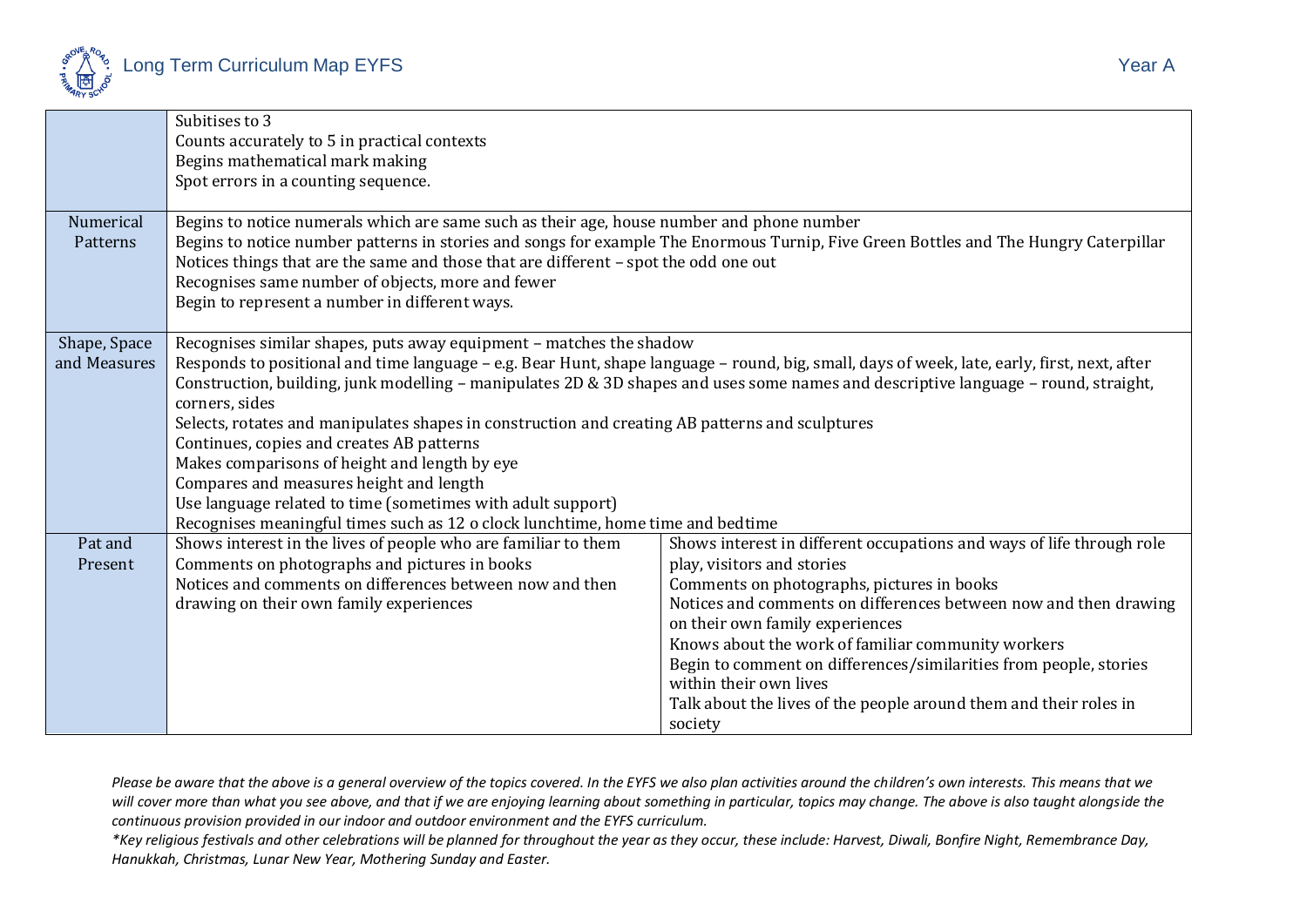| | | |
|---|---|---|
| | Subitises to 3<br>Counts accurately to 5 in practical contexts<br>Begins mathematical mark making<br>Spot errors in a counting sequence. | |
| Numerical Patterns | Begins to notice numerals which are same such as their age, house number and phone number<br>Begins to notice number patterns in stories and songs for example The Enormous Turnip, Five Green Bottles and The Hungry Caterpillar<br>Notices things that are the same and those that are different – spot the odd one out<br>Recognises same number of objects, more and fewer<br>Begin to represent a number in different ways. | |
| Shape, Space and Measures | Recognises similar shapes, puts away equipment – matches the shadow<br>Responds to positional and time language – e.g. Bear Hunt, shape language – round, big, small, days of week, late, early, first, next, after<br>Construction, building, junk modelling – manipulates 2D & 3D shapes and uses some names and descriptive language – round, straight, corners, sides<br>Selects, rotates and manipulates shapes in construction and creating AB patterns and sculptures<br>Continues, copies and creates AB patterns<br>Makes comparisons of height and length by eye<br>Compares and measures height and length<br>Use language related to time (sometimes with adult support)<br>Recognises meaningful times such as 12 o clock lunchtime, home time and bedtime | |
| Pat and Present | Shows interest in the lives of people who are familiar to them<br>Comments on photographs and pictures in books<br>Notices and comments on differences between now and then drawing on their own family experiences | Shows interest in different occupations and ways of life through role play, visitors and stories<br>Comments on photographs, pictures in books<br>Notices and comments on differences between now and then drawing on their own family experiences<br>Knows about the work of familiar community workers<br>Begin to comment on differences/similarities from people, stories within their own lives<br>Talk about the lives of the people around them and their roles in society |

*Please be aware that the above is a general overview of the topics covered. In the EYFS we also plan activities around the children's own interests. This means that we will cover more than what you see above, and that if we are enjoying learning about something in particular, topics may change. The above is also taught alongside the continuous provision provided in our indoor and outdoor environment and the EYFS curriculum.*

*\*Key religious festivals and other celebrations will be planned for throughout the year as they occur, these include: Harvest, Diwali, Bonfire Night, Remembrance Day, Hanukkah, Christmas, Lunar New Year, Mothering Sunday and Easter.*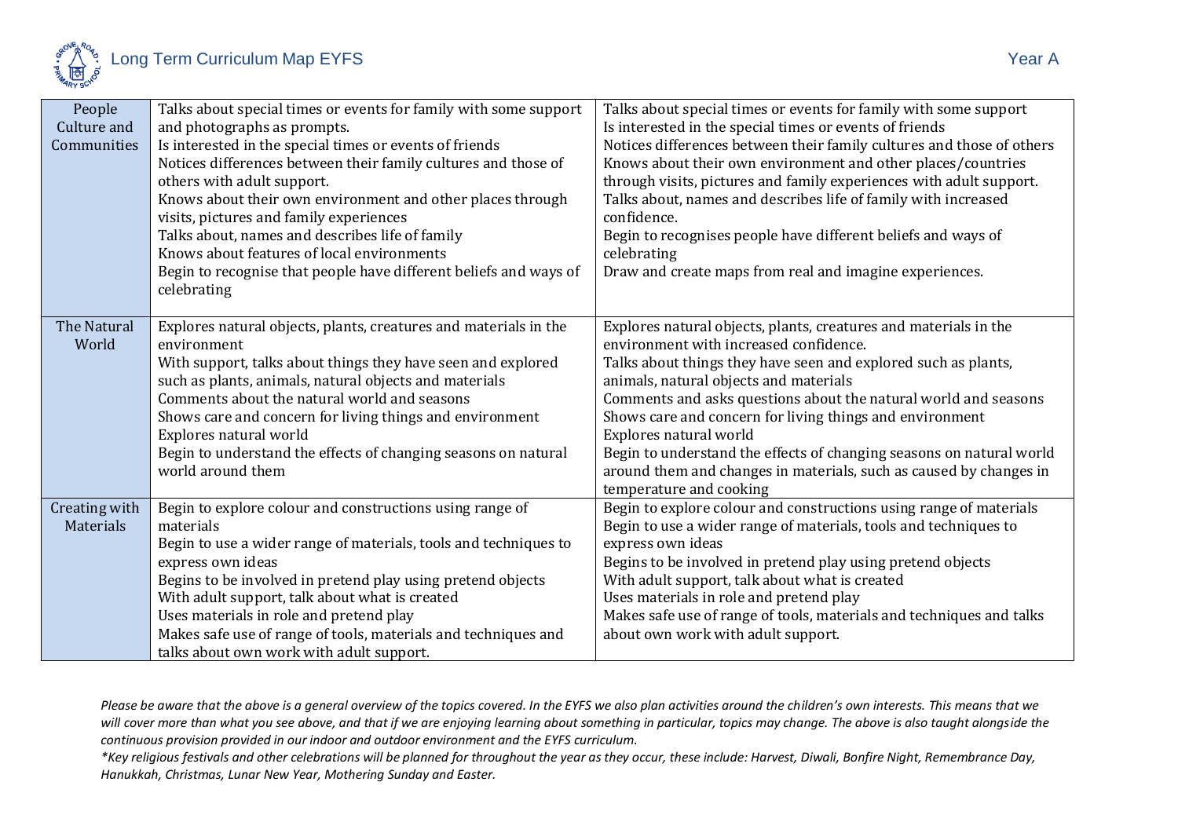| | | |
|---|---|---|
| People Culture and Communities | Talks about special times or events for family with some support and photographs as prompts.<br>Is interested in the special times or events of friends<br>Notices differences between their family cultures and those of others with adult support.<br>Knows about their own environment and other places through visits, pictures and family experiences<br>Talks about, names and describes life of family<br>Knows about features of local environments<br>Begin to recognise that people have different beliefs and ways of celebrating | Talks about special times or events for family with some support<br>Is interested in the special times or events of friends<br>Notices differences between their family cultures and those of others<br>Knows about their own environment and other places/countries through visits, pictures and family experiences with adult support.<br>Talks about, names and describes life of family with increased confidence.<br>Begin to recognises people have different beliefs and ways of celebrating<br>Draw and create maps from real and imagine experiences. |
| The Natural World | Explores natural objects, plants, creatures and materials in the environment<br>With support, talks about things they have seen and explored such as plants, animals, natural objects and materials<br>Comments about the natural world and seasons<br>Shows care and concern for living things and environment<br>Explores natural world<br>Begin to understand the effects of changing seasons on natural world around them | Explores natural objects, plants, creatures and materials in the environment with increased confidence.<br>Talks about things they have seen and explored such as plants, animals, natural objects and materials<br>Comments and asks questions about the natural world and seasons<br>Shows care and concern for living things and environment<br>Explores natural world<br>Begin to understand the effects of changing seasons on natural world around them and changes in materials, such as caused by changes in temperature and cooking |
| Creating with Materials | Begin to explore colour and constructions using range of materials<br>Begin to use a wider range of materials, tools and techniques to express own ideas<br>Begins to be involved in pretend play using pretend objects<br>With adult support, talk about what is created<br>Uses materials in role and pretend play<br>Makes safe use of range of tools, materials and techniques and talks about own work with adult support. | Begin to explore colour and constructions using range of materials<br>Begin to use a wider range of materials, tools and techniques to express own ideas<br>Begins to be involved in pretend play using pretend objects<br>With adult support, talk about what is created<br>Uses materials in role and pretend play<br>Makes safe use of range of tools, materials and techniques and talks about own work with adult support. |

*Please be aware that the above is a general overview of the topics covered. In the EYFS we also plan activities around the children's own interests. This means that we will cover more than what you see above, and that if we are enjoying learning about something in particular, topics may change. The above is also taught alongside the continuous provision provided in our indoor and outdoor environment and the EYFS curriculum.*

*\*Key religious festivals and other celebrations will be planned for throughout the year as they occur, these include: Harvest, Diwali, Bonfire Night, Remembrance Day, Hanukkah, Christmas, Lunar New Year, Mothering Sunday and Easter.*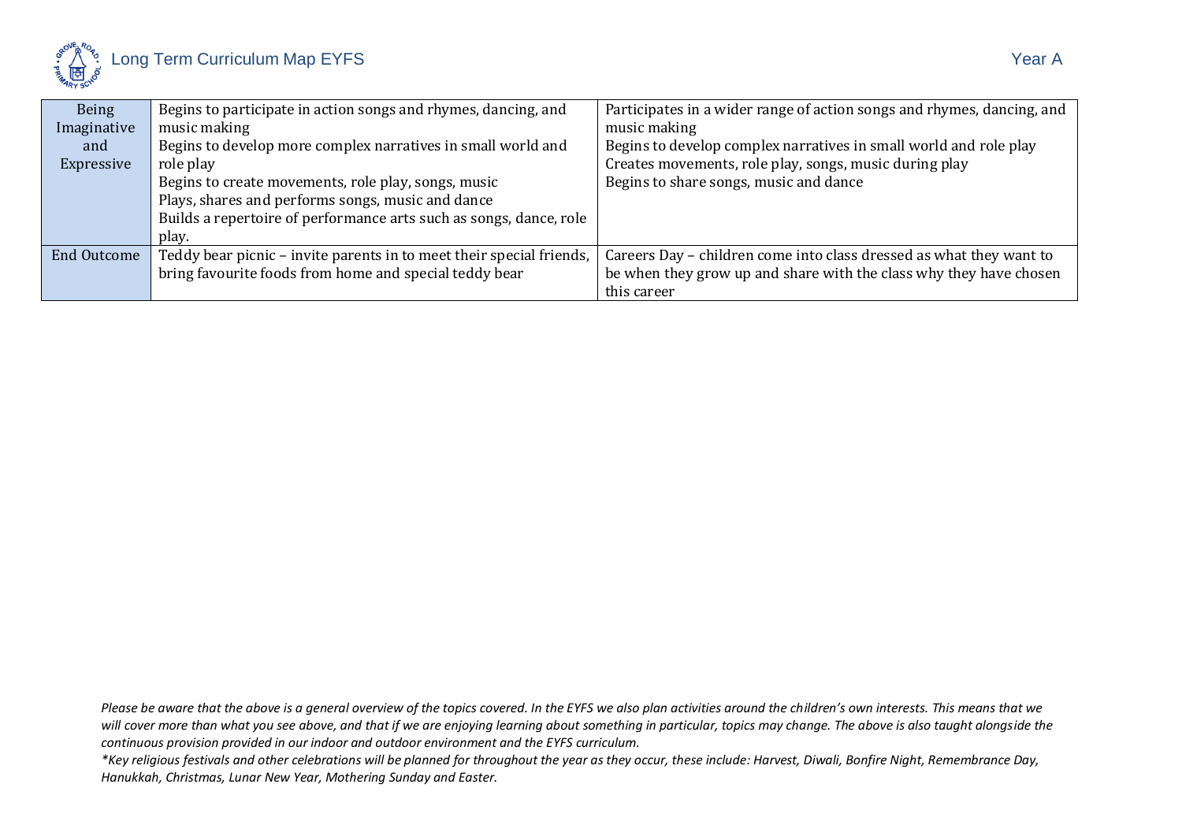| Being Imaginative and Expressive | Begins to participate in action songs and rhymes, dancing, and music making<br>Begins to develop more complex narratives in small world and role play<br>Begins to create movements, role play, songs, music<br>Plays, shares and performs songs, music and dance<br>Builds a repertoire of performance arts such as songs, dance, role play. | Participates in a wider range of action songs and rhymes, dancing, and music making<br>Begins to develop complex narratives in small world and role play<br>Creates movements, role play, songs, music during play<br>Begins to share songs, music and dance |
|---|---|---|
| End Outcome | Teddy bear picnic – invite parents in to meet their special friends, bring favourite foods from home and special teddy bear | Careers Day – children come into class dressed as what they want to be when they grow up and share with the class why they have chosen this career |

*Please be aware that the above is a general overview of the topics covered. In the EYFS we also plan activities around the children's own interests. This means that we will cover more than what you see above, and that if we are enjoying learning about something in particular, topics may change. The above is also taught alongside the continuous provision provided in our indoor and outdoor environment and the EYFS curriculum.*

**Key religious festivals and other celebrations will be planned for throughout the year as they occur, these include: Harvest, Diwali, Bonfire Night, Remembrance Day, Hanukkah, Christmas, Lunar New Year, Mothering Sunday and Easter.*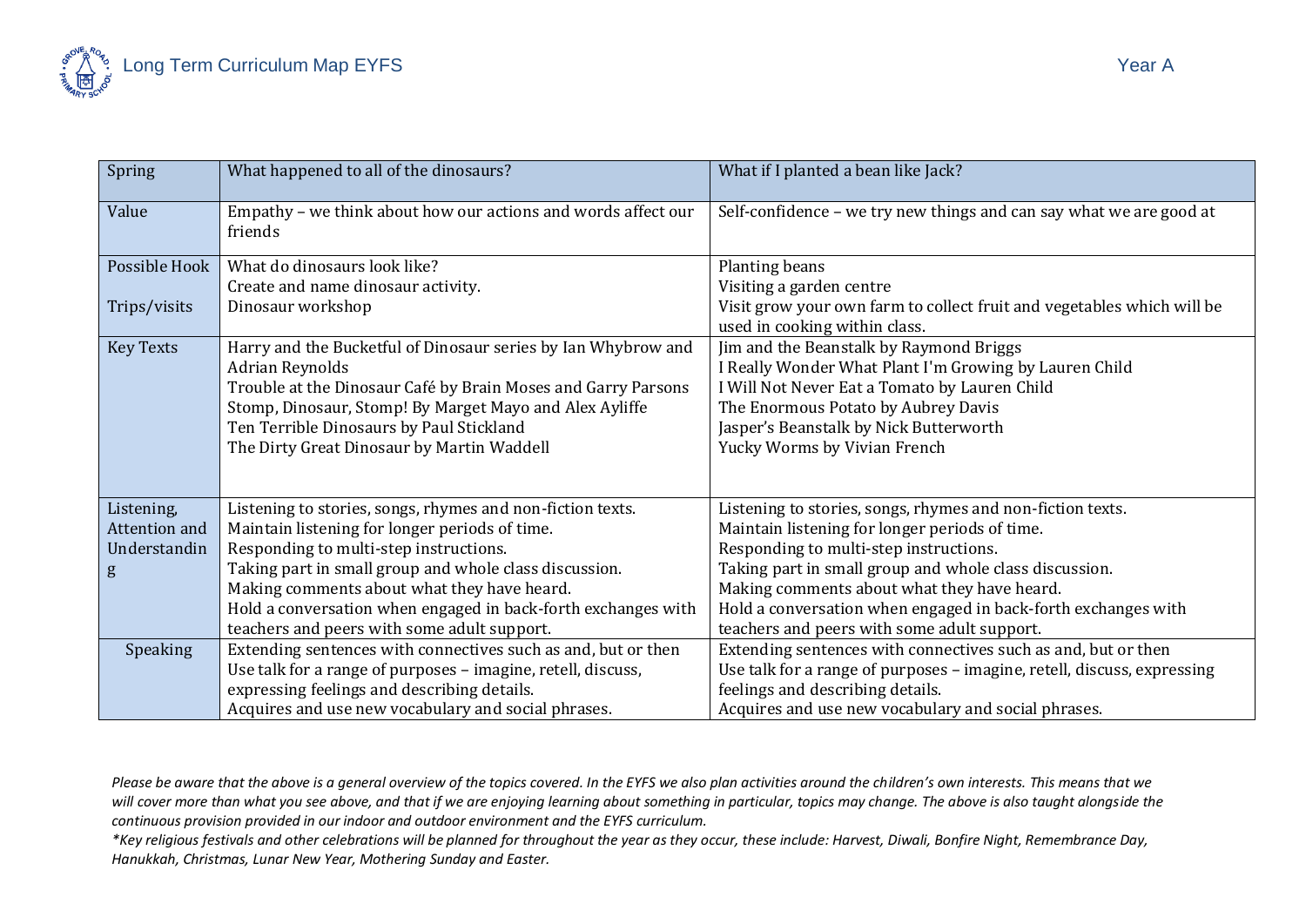| Spring | What happened to all of the dinosaurs? | What if I planted a bean like Jack? |
|---|---|---|
| Value | Empathy – we think about how our actions and words affect our friends | Self-confidence – we try new things and can say what we are good at |
| Possible Hook<br><br>Trips/visits | What do dinosaurs look like?<br>Create and name dinosaur activity.<br>Dinosaur workshop | Planting beans<br>Visiting a garden centre<br>Visit grow your own farm to collect fruit and vegetables which will be used in cooking within class. |
| Key Texts | Harry and the Bucketful of Dinosaur series by Ian Whybrow and Adrian Reynolds<br>Trouble at the Dinosaur Café by Brain Moses and Garry Parsons<br>Stomp, Dinosaur, Stomp! By Marget Mayo and Alex Ayliffe<br>Ten Terrible Dinosaurs by Paul Stickland<br>The Dirty Great Dinosaur by Martin Waddell | Jim and the Beanstalk by Raymond Briggs<br>I Really Wonder What Plant I'm Growing by Lauren Child<br>I Will Not Never Eat a Tomato by Lauren Child<br>The Enormous Potato by Aubrey Davis<br>Jasper's Beanstalk by Nick Butterworth<br>Yucky Worms by Vivian French |
| Listening, Attention and Understanding | Listening to stories, songs, rhymes and non-fiction texts.<br>Maintain listening for longer periods of time.<br>Responding to multi-step instructions.<br>Taking part in small group and whole class discussion.<br>Making comments about what they have heard.<br>Hold a conversation when engaged in back-forth exchanges with teachers and peers with some adult support. | Listening to stories, songs, rhymes and non-fiction texts.<br>Maintain listening for longer periods of time.<br>Responding to multi-step instructions.<br>Taking part in small group and whole class discussion.<br>Making comments about what they have heard.<br>Hold a conversation when engaged in back-forth exchanges with teachers and peers with some adult support. |
| Speaking | Extending sentences with connectives such as and, but or then<br>Use talk for a range of purposes – imagine, retell, discuss, expressing feelings and describing details.<br>Acquires and use new vocabulary and social phrases. | Extending sentences with connectives such as and, but or then<br>Use talk for a range of purposes – imagine, retell, discuss, expressing feelings and describing details.<br>Acquires and use new vocabulary and social phrases. |

*Please be aware that the above is a general overview of the topics covered. In the EYFS we also plan activities around the children's own interests. This means that we will cover more than what you see above, and that if we are enjoying learning about something in particular, topics may change. The above is also taught alongside the continuous provision provided in our indoor and outdoor environment and the EYFS curriculum.*

*\*Key religious festivals and other celebrations will be planned for throughout the year as they occur, these include: Harvest, Diwali, Bonfire Night, Remembrance Day, Hanukkah, Christmas, Lunar New Year, Mothering Sunday and Easter.*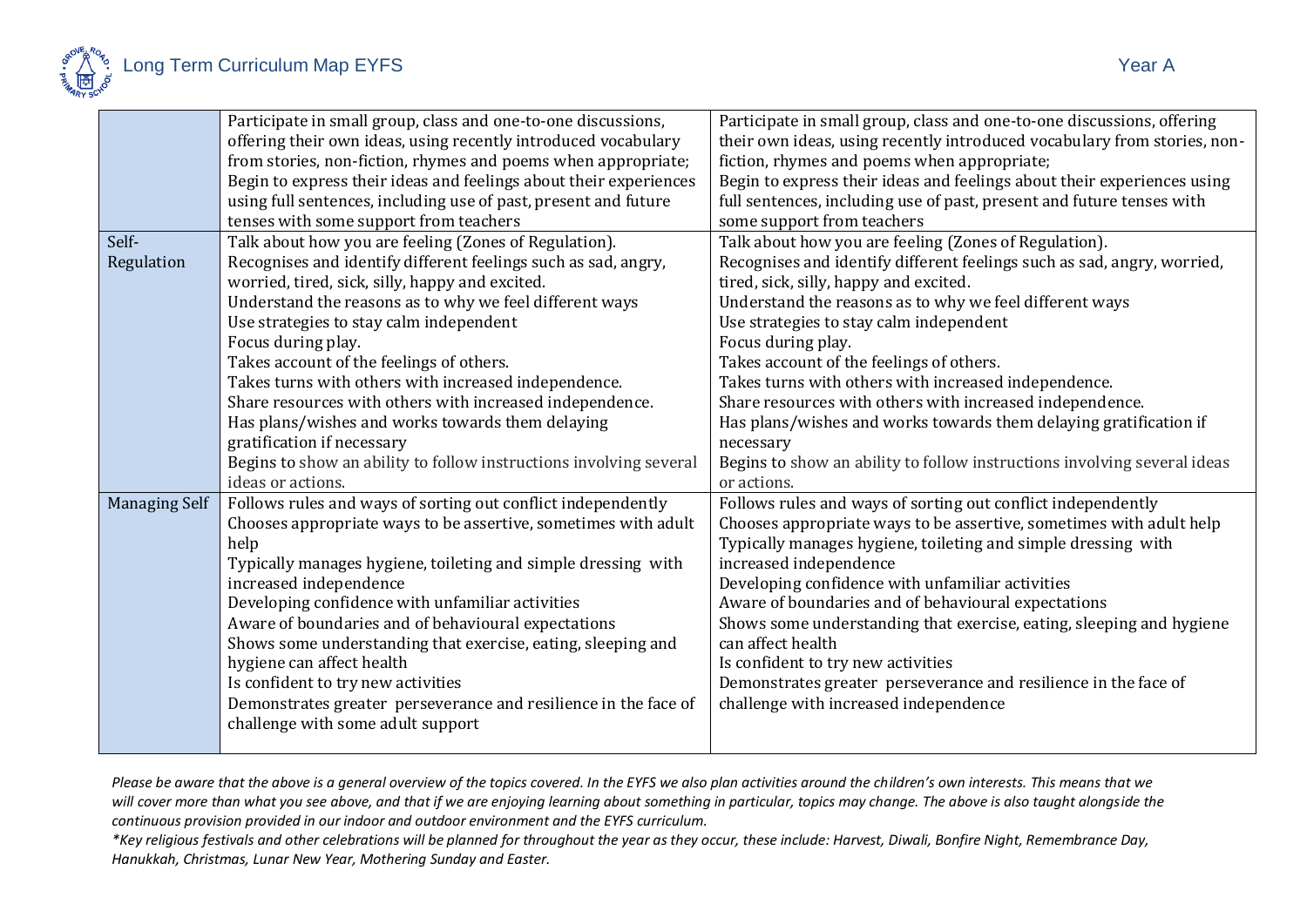| | | |
|---|---|---|
| | Participate in small group, class and one-to-one discussions, offering their own ideas, using recently introduced vocabulary from stories, non-fiction, rhymes and poems when appropriate;<br>Begin to express their ideas and feelings about their experiences using full sentences, including use of past, present and future tenses with some support from teachers | Participate in small group, class and one-to-one discussions, offering their own ideas, using recently introduced vocabulary from stories, non-fiction, rhymes and poems when appropriate;<br>Begin to express their ideas and feelings about their experiences using full sentences, including use of past, present and future tenses with some support from teachers |
| Self-Regulation | Talk about how you are feeling (Zones of Regulation).<br>Recognises and identify different feelings such as sad, angry, worried, tired, sick, silly, happy and excited.<br>Understand the reasons as to why we feel different ways<br>Use strategies to stay calm independent<br>Focus during play.<br>Takes account of the feelings of others.<br>Takes turns with others with increased independence.<br>Share resources with others with increased independence.<br>Has plans/wishes and works towards them delaying gratification if necessary<br>Begins to show an ability to follow instructions involving several ideas or actions. | Talk about how you are feeling (Zones of Regulation).<br>Recognises and identify different feelings such as sad, angry, worried, tired, sick, silly, happy and excited.<br>Understand the reasons as to why we feel different ways<br>Use strategies to stay calm independent<br>Focus during play.<br>Takes account of the feelings of others.<br>Takes turns with others with increased independence.<br>Share resources with others with increased independence.<br>Has plans/wishes and works towards them delaying gratification if necessary<br>Begins to show an ability to follow instructions involving several ideas or actions. |
| Managing Self | Follows rules and ways of sorting out conflict independently<br>Chooses appropriate ways to be assertive, sometimes with adult help<br>Typically manages hygiene, toileting and simple dressing with increased independence<br>Developing confidence with unfamiliar activities<br>Aware of boundaries and of behavioural expectations<br>Shows some understanding that exercise, eating, sleeping and hygiene can affect health<br>Is confident to try new activities<br>Demonstrates greater perseverance and resilience in the face of challenge with some adult support | Follows rules and ways of sorting out conflict independently<br>Chooses appropriate ways to be assertive, sometimes with adult help<br>Typically manages hygiene, toileting and simple dressing with increased independence<br>Developing confidence with unfamiliar activities<br>Aware of boundaries and of behavioural expectations<br>Shows some understanding that exercise, eating, sleeping and hygiene can affect health<br>Is confident to try new activities<br>Demonstrates greater perseverance and resilience in the face of challenge with increased independence |

*Please be aware that the above is a general overview of the topics covered. In the EYFS we also plan activities around the children's own interests. This means that we will cover more than what you see above, and that if we are enjoying learning about something in particular, topics may change. The above is also taught alongside the continuous provision provided in our indoor and outdoor environment and the EYFS curriculum.*

**Key religious festivals and other celebrations will be planned for throughout the year as they occur, these include: Harvest, Diwali, Bonfire Night, Remembrance Day, Hanukkah, Christmas, Lunar New Year, Mothering Sunday and Easter.*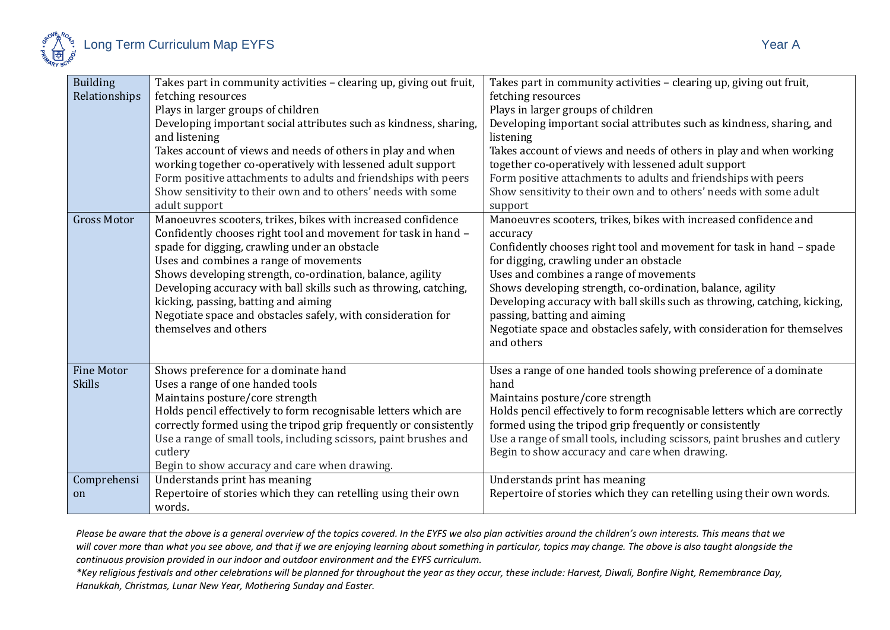| Building Relationships | Takes part in community activities – clearing up, giving out fruit, fetching resources<br>Plays in larger groups of children<br>Developing important social attributes such as kindness, sharing, and listening<br>Takes account of views and needs of others in play and when working together co-operatively with lessened adult support<br>Form positive attachments to adults and friendships with peers<br>Show sensitivity to their own and to others' needs with some adult support | Takes part in community activities – clearing up, giving out fruit, fetching resources<br>Plays in larger groups of children<br>Developing important social attributes such as kindness, sharing, and listening<br>Takes account of views and needs of others in play and when working together co-operatively with lessened adult support<br>Form positive attachments to adults and friendships with peers<br>Show sensitivity to their own and to others' needs with some adult support |
|---|---|---|
| Gross Motor | Manoeuvres scooters, trikes, bikes with increased confidence<br>Confidently chooses right tool and movement for task in hand – spade for digging, crawling under an obstacle<br>Uses and combines a range of movements<br>Shows developing strength, co-ordination, balance, agility<br>Developing accuracy with ball skills such as throwing, catching, kicking, passing, batting and aiming<br>Negotiate space and obstacles safely, with consideration for themselves and others | Manoeuvres scooters, trikes, bikes with increased confidence and accuracy<br>Confidently chooses right tool and movement for task in hand – spade for digging, crawling under an obstacle<br>Uses and combines a range of movements<br>Shows developing strength, co-ordination, balance, agility<br>Developing accuracy with ball skills such as throwing, catching, kicking, passing, batting and aiming<br>Negotiate space and obstacles safely, with consideration for themselves and others |
| Fine Motor Skills | Shows preference for a dominate hand<br>Uses a range of one handed tools<br>Maintains posture/core strength<br>Holds pencil effectively to form recognisable letters which are correctly formed using the tripod grip frequently or consistently<br>Use a range of small tools, including scissors, paint brushes and cutlery<br>Begin to show accuracy and care when drawing. | Uses a range of one handed tools showing preference of a dominate hand<br>Maintains posture/core strength<br>Holds pencil effectively to form recognisable letters which are correctly formed using the tripod grip frequently or consistently<br>Use a range of small tools, including scissors, paint brushes and cutlery<br>Begin to show accuracy and care when drawing. |
| Comprehension | Understands print has meaning<br>Repertoire of stories which they can retelling using their own words. | Understands print has meaning<br>Repertoire of stories which they can retelling using their own words. |

*Please be aware that the above is a general overview of the topics covered. In the EYFS we also plan activities around the children's own interests. This means that we will cover more than what you see above, and that if we are enjoying learning about something in particular, topics may change. The above is also taught alongside the continuous provision provided in our indoor and outdoor environment and the EYFS curriculum.*

*\*Key religious festivals and other celebrations will be planned for throughout the year as they occur, these include: Harvest, Diwali, Bonfire Night, Remembrance Day, Hanukkah, Christmas, Lunar New Year, Mothering Sunday and Easter.*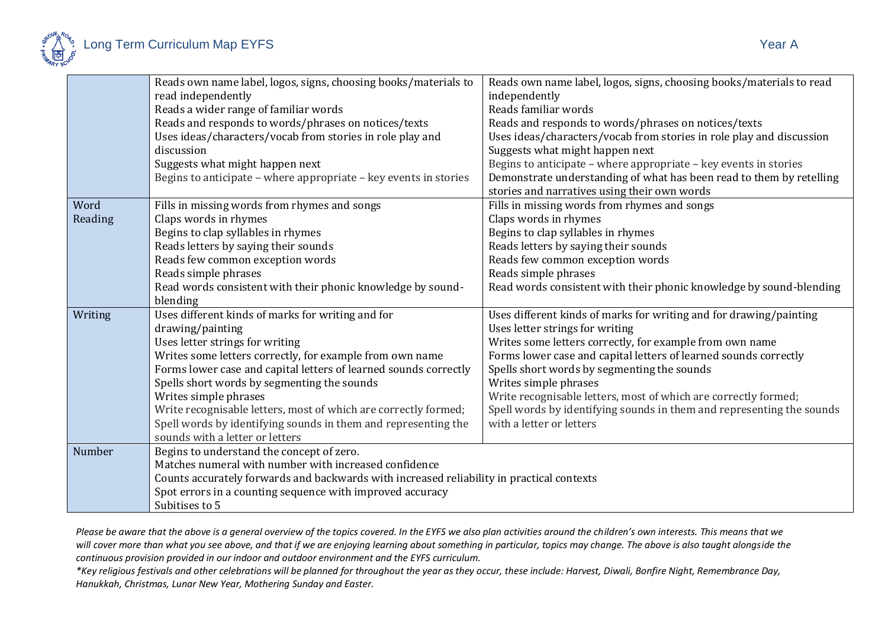| | | |
|---|---|---|
| | Reads own name label, logos, signs, choosing books/materials to read independently<br>Reads a wider range of familiar words<br>Reads and responds to words/phrases on notices/texts<br>Uses ideas/characters/vocab from stories in role play and discussion<br>Suggests what might happen next<br>Begins to anticipate – where appropriate – key events in stories | Reads own name label, logos, signs, choosing books/materials to read independently<br>Reads familiar words<br>Reads and responds to words/phrases on notices/texts<br>Uses ideas/characters/vocab from stories in role play and discussion<br>Suggests what might happen next<br>Begins to anticipate – where appropriate – key events in stories<br>Demonstrate understanding of what has been read to them by retelling stories and narratives using their own words |
| Word Reading | Fills in missing words from rhymes and songs<br>Claps words in rhymes<br>Begins to clap syllables in rhymes<br>Reads letters by saying their sounds<br>Reads few common exception words<br>Reads simple phrases<br>Read words consistent with their phonic knowledge by sound-blending | Fills in missing words from rhymes and songs<br>Claps words in rhymes<br>Begins to clap syllables in rhymes<br>Reads letters by saying their sounds<br>Reads few common exception words<br>Reads simple phrases<br>Read words consistent with their phonic knowledge by sound-blending |
| Writing | Uses different kinds of marks for writing and for drawing/painting<br>Uses letter strings for writing<br>Writes some letters correctly, for example from own name<br>Forms lower case and capital letters of learned sounds correctly<br>Spells short words by segmenting the sounds<br>Writes simple phrases<br>Write recognisable letters, most of which are correctly formed;<br>Spell words by identifying sounds in them and representing the sounds with a letter or letters | Uses different kinds of marks for writing and for drawing/painting<br>Uses letter strings for writing<br>Writes some letters correctly, for example from own name<br>Forms lower case and capital letters of learned sounds correctly<br>Spells short words by segmenting the sounds<br>Writes simple phrases<br>Write recognisable letters, most of which are correctly formed;<br>Spell words by identifying sounds in them and representing the sounds with a letter or letters |
| Number | Begins to understand the concept of zero.<br>Matches numeral with number with increased confidence<br>Counts accurately forwards and backwards with increased reliability in practical contexts<br>Spot errors in a counting sequence with improved accuracy<br>Subitises to 5 | |

*Please be aware that the above is a general overview of the topics covered. In the EYFS we also plan activities around the children's own interests. This means that we will cover more than what you see above, and that if we are enjoying learning about something in particular, topics may change. The above is also taught alongside the continuous provision provided in our indoor and outdoor environment and the EYFS curriculum.*

*\*Key religious festivals and other celebrations will be planned for throughout the year as they occur, these include: Harvest, Diwali, Bonfire Night, Remembrance Day, Hanukkah, Christmas, Lunar New Year, Mothering Sunday and Easter.*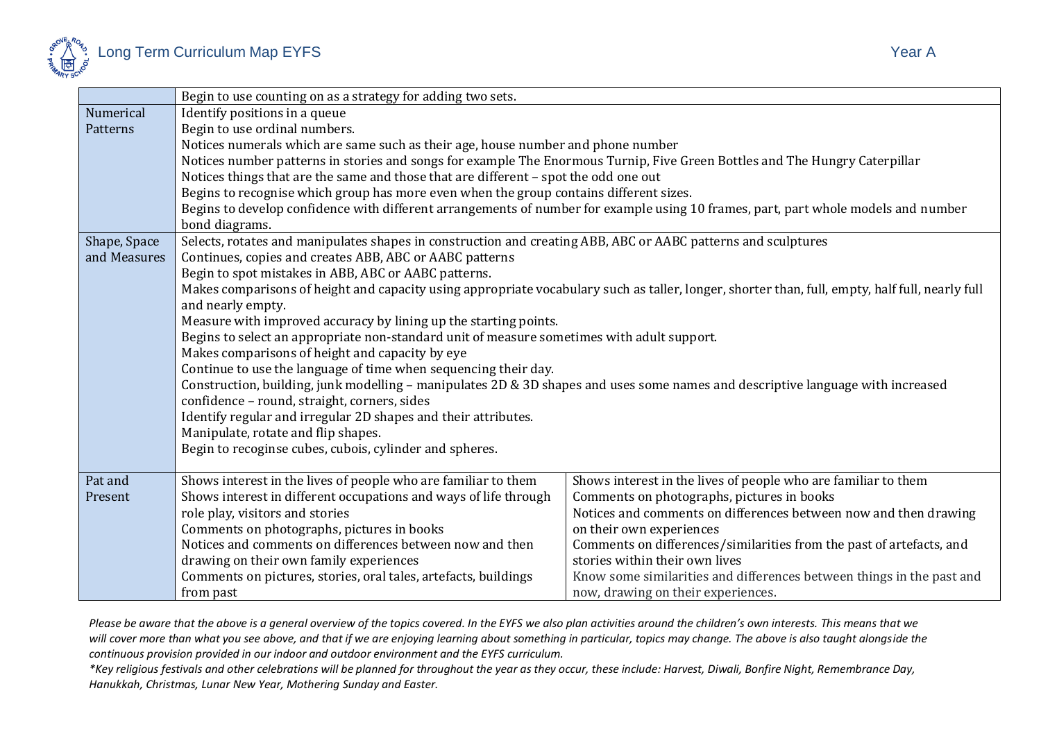| | | |
|---|---|---|
| | Begin to use counting on as a strategy for adding two sets. | |
| Numerical Patterns | Identify positions in a queue<br>Begin to use ordinal numbers.<br>Notices numerals which are same such as their age, house number and phone number<br>Notices number patterns in stories and songs for example The Enormous Turnip, Five Green Bottles and The Hungry Caterpillar<br>Notices things that are the same and those that are different – spot the odd one out<br>Begins to recognise which group has more even when the group contains different sizes.<br>Begins to develop confidence with different arrangements of number for example using 10 frames, part, part whole models and number bond diagrams. | |
| Shape, Space and Measures | Selects, rotates and manipulates shapes in construction and creating ABB, ABC or AABC patterns and sculptures<br>Continues, copies and creates ABB, ABC or AABC patterns<br>Begin to spot mistakes in ABB, ABC or AABC patterns.<br>Makes comparisons of height and capacity using appropriate vocabulary such as taller, longer, shorter than, full, empty, half full, nearly full and nearly empty.<br>Measure with improved accuracy by lining up the starting points.<br>Begins to select an appropriate non-standard unit of measure sometimes with adult support.<br>Makes comparisons of height and capacity by eye<br>Continue to use the language of time when sequencing their day.<br>Construction, building, junk modelling – manipulates 2D & 3D shapes and uses some names and descriptive language with increased confidence – round, straight, corners, sides<br>Identify regular and irregular 2D shapes and their attributes.<br>Manipulate, rotate and flip shapes.<br>Begin to recoginse cubes, cubois, cylinder and spheres. | |
| Pat and Present | Shows interest in the lives of people who are familiar to them<br>Shows interest in different occupations and ways of life through role play, visitors and stories<br>Comments on photographs, pictures in books<br>Notices and comments on differences between now and then drawing on their own family experiences<br>Comments on pictures, stories, oral tales, artefacts, buildings from past | Shows interest in the lives of people who are familiar to them<br>Comments on photographs, pictures in books<br>Notices and comments on differences between now and then drawing on their own experiences<br>Comments on differences/similarities from the past of artefacts, and stories within their own lives<br>Know some similarities and differences between things in the past and now, drawing on their experiences. |

*Please be aware that the above is a general overview of the topics covered. In the EYFS we also plan activities around the children's own interests. This means that we will cover more than what you see above, and that if we are enjoying learning about something in particular, topics may change. The above is also taught alongside the continuous provision provided in our indoor and outdoor environment and the EYFS curriculum.*

*\*Key religious festivals and other celebrations will be planned for throughout the year as they occur, these include: Harvest, Diwali, Bonfire Night, Remembrance Day, Hanukkah, Christmas, Lunar New Year, Mothering Sunday and Easter.*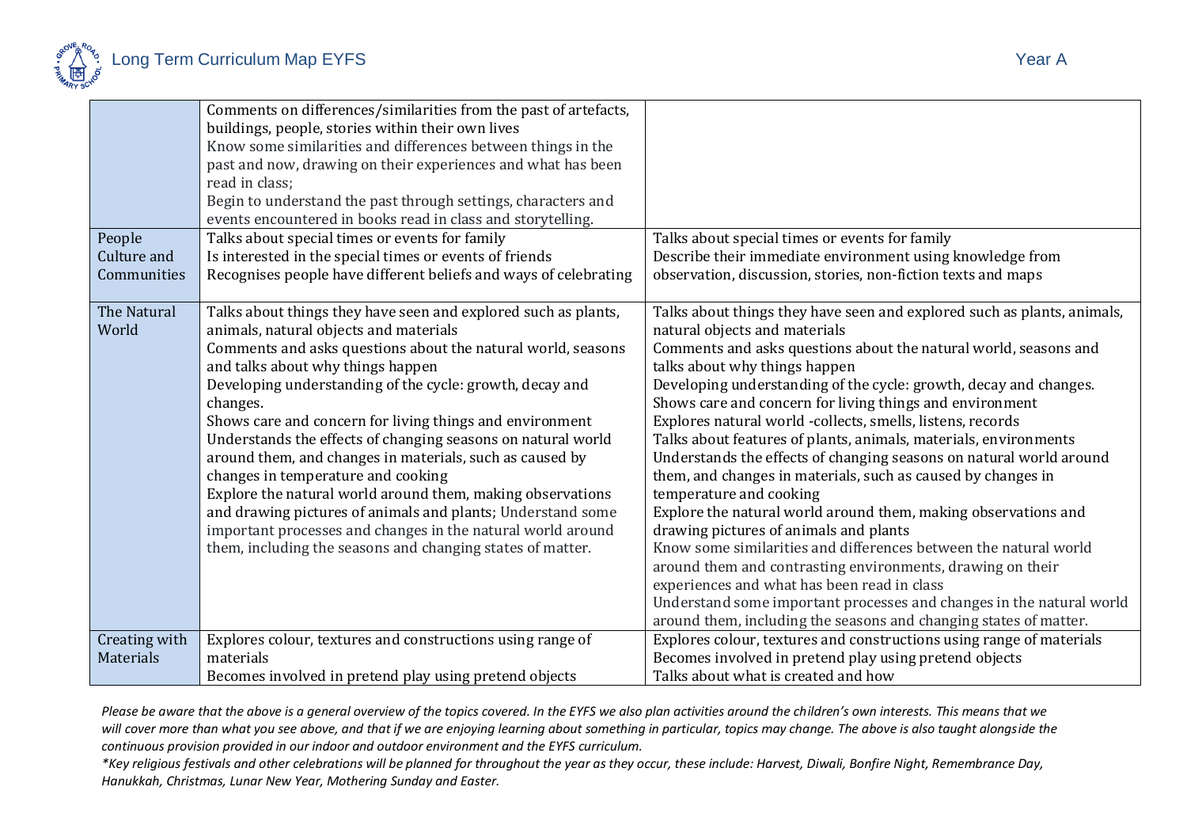| | | |
|---|---|---|
| | Comments on differences/similarities from the past of artefacts, buildings, people, stories within their own lives<br>Know some similarities and differences between things in the past and now, drawing on their experiences and what has been read in class;<br>Begin to understand the past through settings, characters and events encountered in books read in class and storytelling. | |
| People Culture and Communities | Talks about special times or events for family<br>Is interested in the special times or events of friends<br>Recognises people have different beliefs and ways of celebrating | Talks about special times or events for family<br>Describe their immediate environment using knowledge from observation, discussion, stories, non-fiction texts and maps |
| The Natural World | Talks about things they have seen and explored such as plants, animals, natural objects and materials<br>Comments and asks questions about the natural world, seasons and talks about why things happen<br>Developing understanding of the cycle: growth, decay and changes.<br>Shows care and concern for living things and environment<br>Understands the effects of changing seasons on natural world around them, and changes in materials, such as caused by changes in temperature and cooking<br>Explore the natural world around them, making observations and drawing pictures of animals and plants; Understand some important processes and changes in the natural world around them, including the seasons and changing states of matter. | Talks about things they have seen and explored such as plants, animals, natural objects and materials<br>Comments and asks questions about the natural world, seasons and talks about why things happen<br>Developing understanding of the cycle: growth, decay and changes.<br>Shows care and concern for living things and environment<br>Explores natural world -collects, smells, listens, records<br>Talks about features of plants, animals, materials, environments<br>Understands the effects of changing seasons on natural world around them, and changes in materials, such as caused by changes in temperature and cooking<br>Explore the natural world around them, making observations and drawing pictures of animals and plants<br>Know some similarities and differences between the natural world around them and contrasting environments, drawing on their experiences and what has been read in class<br>Understand some important processes and changes in the natural world around them, including the seasons and changing states of matter. |
| Creating with Materials | Explores colour, textures and constructions using range of materials<br>Becomes involved in pretend play using pretend objects | Explores colour, textures and constructions using range of materials<br>Becomes involved in pretend play using pretend objects<br>Talks about what is created and how |

*Please be aware that the above is a general overview of the topics covered. In the EYFS we also plan activities around the children's own interests. This means that we will cover more than what you see above, and that if we are enjoying learning about something in particular, topics may change. The above is also taught alongside the continuous provision provided in our indoor and outdoor environment and the EYFS curriculum.*

*\*Key religious festivals and other celebrations will be planned for throughout the year as they occur, these include: Harvest, Diwali, Bonfire Night, Remembrance Day, Hanukkah, Christmas, Lunar New Year, Mothering Sunday and Easter.*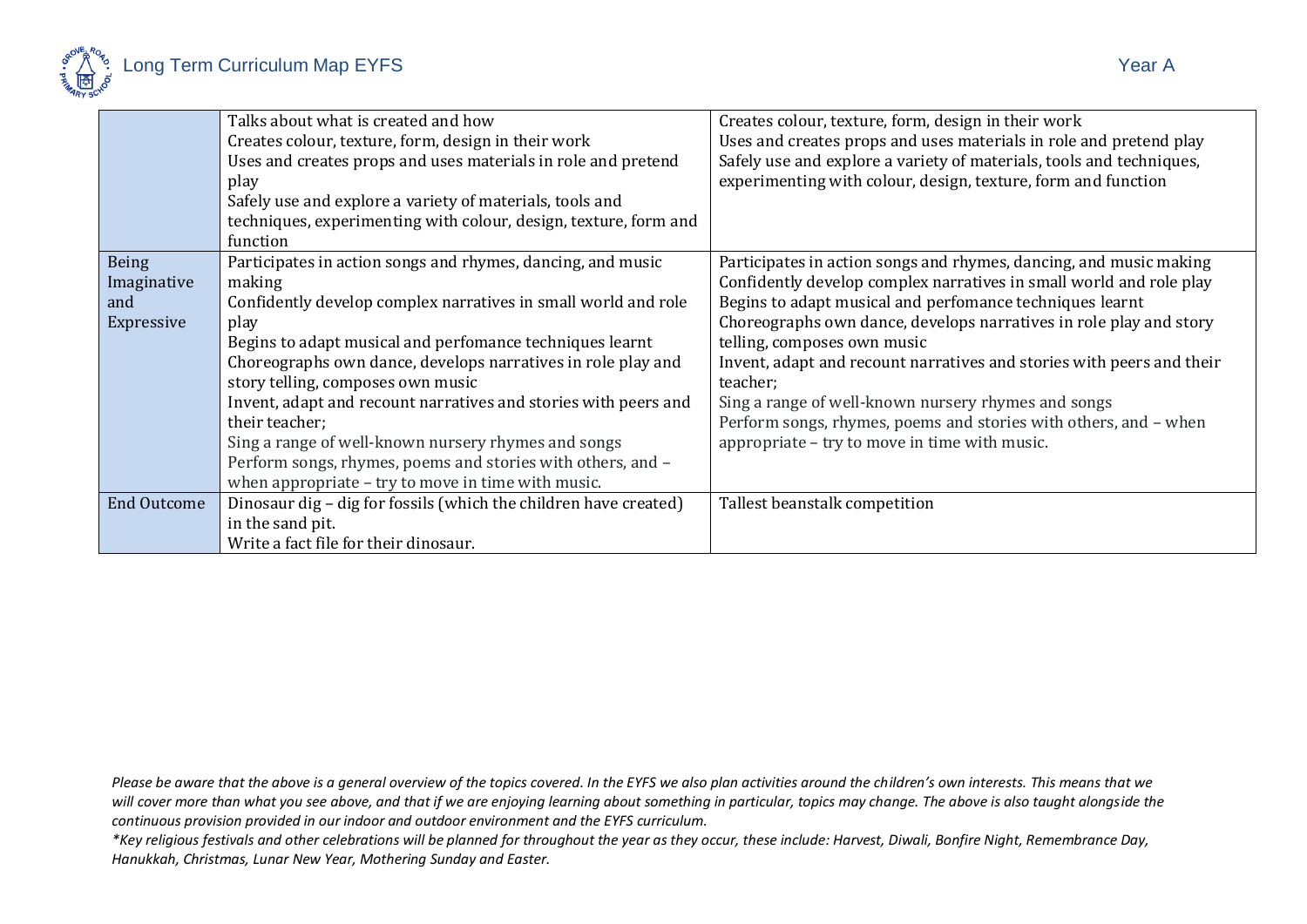| | | |
|---|---|---|
| | Talks about what is created and how<br>Creates colour, texture, form, design in their work<br>Uses and creates props and uses materials in role and pretend play<br>Safely use and explore a variety of materials, tools and techniques, experimenting with colour, design, texture, form and function | Creates colour, texture, form, design in their work<br>Uses and creates props and uses materials in role and pretend play<br>Safely use and explore a variety of materials, tools and techniques, experimenting with colour, design, texture, form and function |
| Being Imaginative and Expressive | Participates in action songs and rhymes, dancing, and music making<br>Confidently develop complex narratives in small world and role play<br>Begins to adapt musical and perfomance techniques learnt<br>Choreographs own dance, develops narratives in role play and story telling, composes own music<br>Invent, adapt and recount narratives and stories with peers and their teacher;<br>Sing a range of well-known nursery rhymes and songs<br>Perform songs, rhymes, poems and stories with others, and – when appropriate – try to move in time with music. | Participates in action songs and rhymes, dancing, and music making<br>Confidently develop complex narratives in small world and role play<br>Begins to adapt musical and perfomance techniques learnt<br>Choreographs own dance, develops narratives in role play and story telling, composes own music<br>Invent, adapt and recount narratives and stories with peers and their teacher;<br>Sing a range of well-known nursery rhymes and songs<br>Perform songs, rhymes, poems and stories with others, and – when appropriate – try to move in time with music. |
| End Outcome | Dinosaur dig – dig for fossils (which the children have created) in the sand pit.<br>Write a fact file for their dinosaur. | Tallest beanstalk competition |

*Please be aware that the above is a general overview of the topics covered. In the EYFS we also plan activities around the children's own interests. This means that we will cover more than what you see above, and that if we are enjoying learning about something in particular, topics may change. The above is also taught alongside the continuous provision provided in our indoor and outdoor environment and the EYFS curriculum.*

*\*Key religious festivals and other celebrations will be planned for throughout the year as they occur, these include: Harvest, Diwali, Bonfire Night, Remembrance Day, Hanukkah, Christmas, Lunar New Year, Mothering Sunday and Easter.*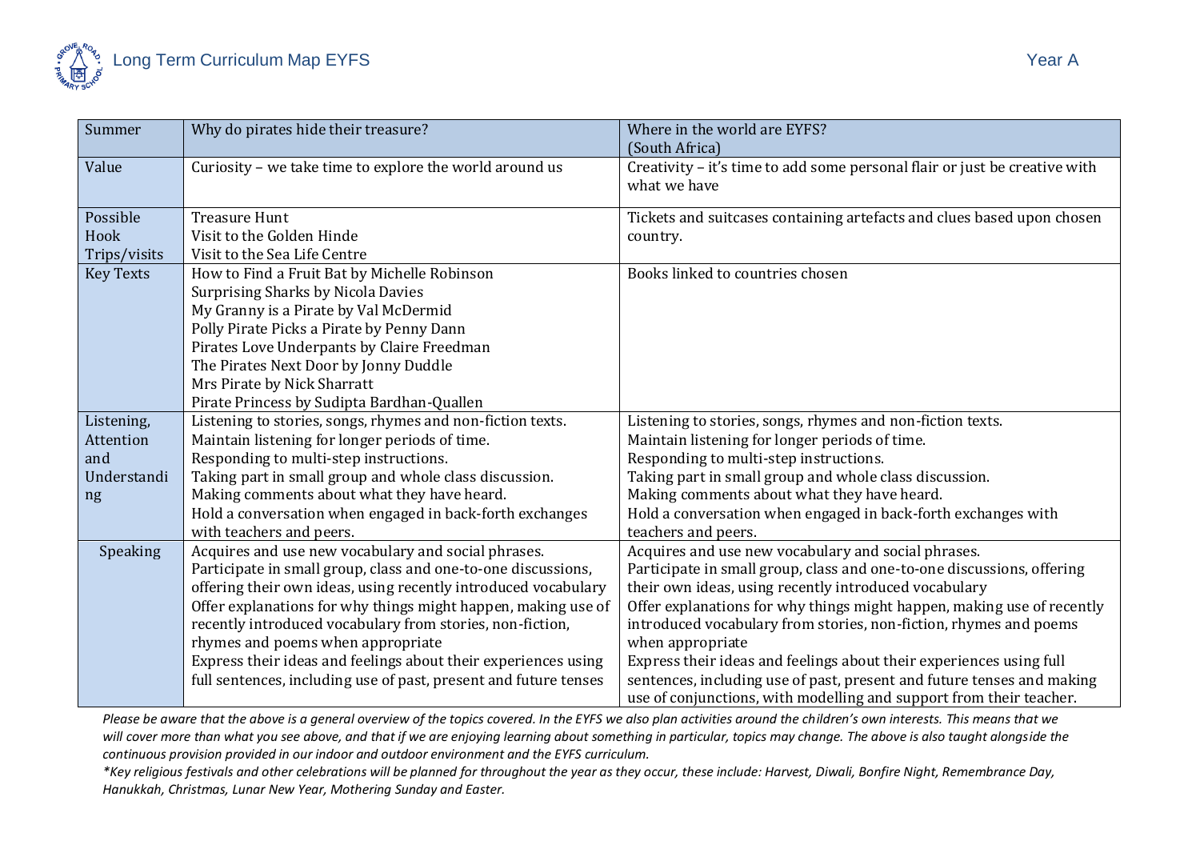Long Term Curriculum Map EYFS

Year A

| Summer | Why do pirates hide their treasure? | Where in the world are EYFS? (South Africa) |
|---|---|---|
| Value | Curiosity – we take time to explore the world around us | Creativity – it's time to add some personal flair or just be creative with what we have |
| Possible Hook Trips/visits | Treasure Hunt<br>Visit to the Golden Hinde<br>Visit to the Sea Life Centre | Tickets and suitcases containing artefacts and clues based upon chosen country. |
| Key Texts | How to Find a Fruit Bat by Michelle Robinson<br>Surprising Sharks by Nicola Davies<br>My Granny is a Pirate by Val McDermid<br>Polly Pirate Picks a Pirate by Penny Dann<br>Pirates Love Underpants by Claire Freedman<br>The Pirates Next Door by Jonny Duddle<br>Mrs Pirate by Nick Sharratt<br>Pirate Princess by Sudipta Bardhan-Quallen | Books linked to countries chosen |
| Listening, Attention and Understanding | Listening to stories, songs, rhymes and non-fiction texts.<br>Maintain listening for longer periods of time.<br>Responding to multi-step instructions.<br>Taking part in small group and whole class discussion.<br>Making comments about what they have heard.<br>Hold a conversation when engaged in back-forth exchanges with teachers and peers. | Listening to stories, songs, rhymes and non-fiction texts.<br>Maintain listening for longer periods of time.<br>Responding to multi-step instructions.<br>Taking part in small group and whole class discussion.<br>Making comments about what they have heard.<br>Hold a conversation when engaged in back-forth exchanges with teachers and peers. |
| Speaking | Acquires and use new vocabulary and social phrases.<br>Participate in small group, class and one-to-one discussions, offering their own ideas, using recently introduced vocabulary<br>Offer explanations for why things might happen, making use of recently introduced vocabulary from stories, non-fiction, rhymes and poems when appropriate<br>Express their ideas and feelings about their experiences using full sentences, including use of past, present and future tenses | Acquires and use new vocabulary and social phrases.<br>Participate in small group, class and one-to-one discussions, offering their own ideas, using recently introduced vocabulary<br>Offer explanations for why things might happen, making use of recently introduced vocabulary from stories, non-fiction, rhymes and poems when appropriate<br>Express their ideas and feelings about their experiences using full sentences, including use of past, present and future tenses and making use of conjunctions, with modelling and support from their teacher. |

*Please be aware that the above is a general overview of the topics covered. In the EYFS we also plan activities around the children's own interests. This means that we will cover more than what you see above, and that if we are enjoying learning about something in particular, topics may change. The above is also taught alongside the continuous provision provided in our indoor and outdoor environment and the EYFS curriculum.*

*\*Key religious festivals and other celebrations will be planned for throughout the year as they occur, these include: Harvest, Diwali, Bonfire Night, Remembrance Day, Hanukkah, Christmas, Lunar New Year, Mothering Sunday and Easter.*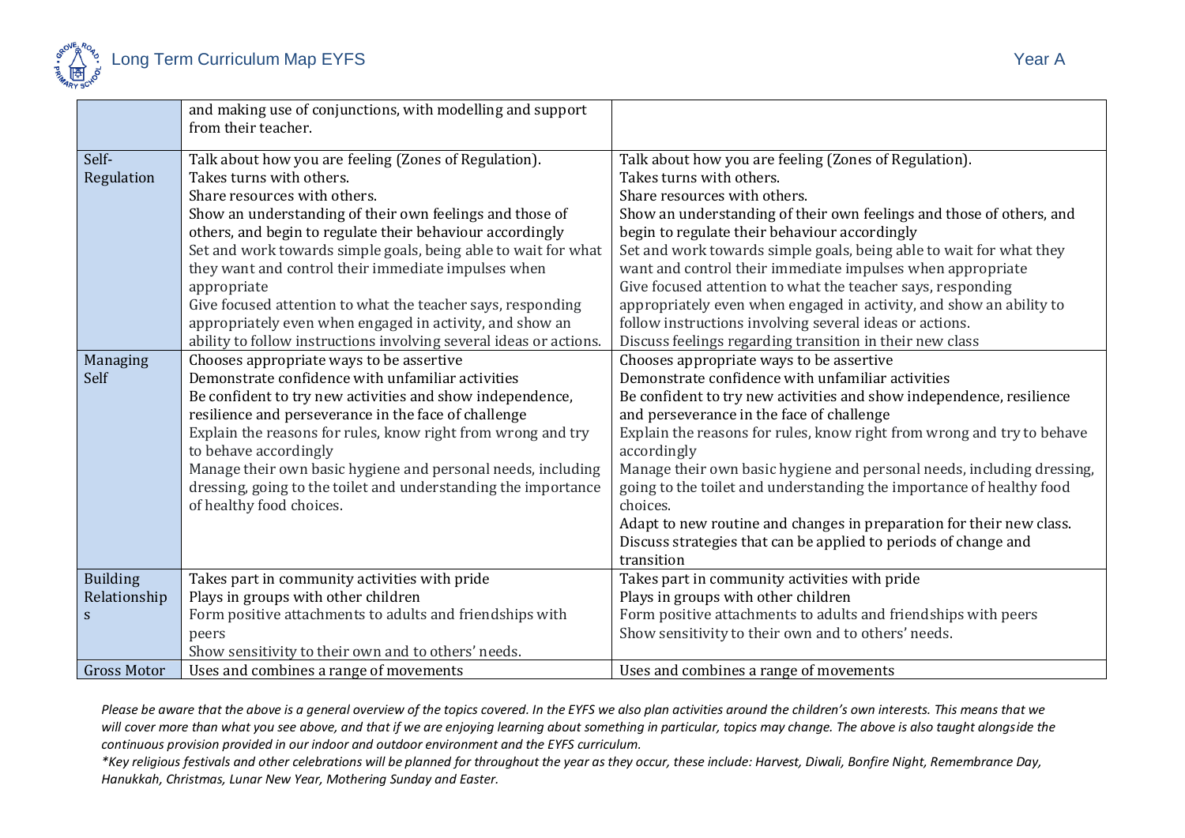| | | |
|---|---|---|
| | and making use of conjunctions, with modelling and support from their teacher. | |
| Self-Regulation | Talk about how you are feeling (Zones of Regulation).<br>Takes turns with others.<br>Share resources with others.<br>Show an understanding of their own feelings and those of others, and begin to regulate their behaviour accordingly<br>Set and work towards simple goals, being able to wait for what they want and control their immediate impulses when appropriate<br>Give focused attention to what the teacher says, responding appropriately even when engaged in activity, and show an ability to follow instructions involving several ideas or actions. | Talk about how you are feeling (Zones of Regulation).<br>Takes turns with others.<br>Share resources with others.<br>Show an understanding of their own feelings and those of others, and begin to regulate their behaviour accordingly<br>Set and work towards simple goals, being able to wait for what they want and control their immediate impulses when appropriate<br>Give focused attention to what the teacher says, responding appropriately even when engaged in activity, and show an ability to follow instructions involving several ideas or actions.<br>Discuss feelings regarding transition in their new class |
| Managing Self | Chooses appropriate ways to be assertive<br>Demonstrate confidence with unfamiliar activities<br>Be confident to try new activities and show independence, resilience and perseverance in the face of challenge<br>Explain the reasons for rules, know right from wrong and try to behave accordingly<br>Manage their own basic hygiene and personal needs, including dressing, going to the toilet and understanding the importance of healthy food choices. | Chooses appropriate ways to be assertive<br>Demonstrate confidence with unfamiliar activities<br>Be confident to try new activities and show independence, resilience and perseverance in the face of challenge<br>Explain the reasons for rules, know right from wrong and try to behave accordingly<br>Manage their own basic hygiene and personal needs, including dressing, going to the toilet and understanding the importance of healthy food choices.<br>Adapt to new routine and changes in preparation for their new class.<br>Discuss strategies that can be applied to periods of change and transition |
| Building Relationships | Takes part in community activities with pride<br>Plays in groups with other children<br>Form positive attachments to adults and friendships with peers<br>Show sensitivity to their own and to others' needs. | Takes part in community activities with pride<br>Plays in groups with other children<br>Form positive attachments to adults and friendships with peers<br>Show sensitivity to their own and to others' needs. |
| Gross Motor | Uses and combines a range of movements | Uses and combines a range of movements |

*Please be aware that the above is a general overview of the topics covered. In the EYFS we also plan activities around the children's own interests. This means that we will cover more than what you see above, and that if we are enjoying learning about something in particular, topics may change. The above is also taught alongside the continuous provision provided in our indoor and outdoor environment and the EYFS curriculum.*

*\*Key religious festivals and other celebrations will be planned for throughout the year as they occur, these include: Harvest, Diwali, Bonfire Night, Remembrance Day, Hanukkah, Christmas, Lunar New Year, Mothering Sunday and Easter.*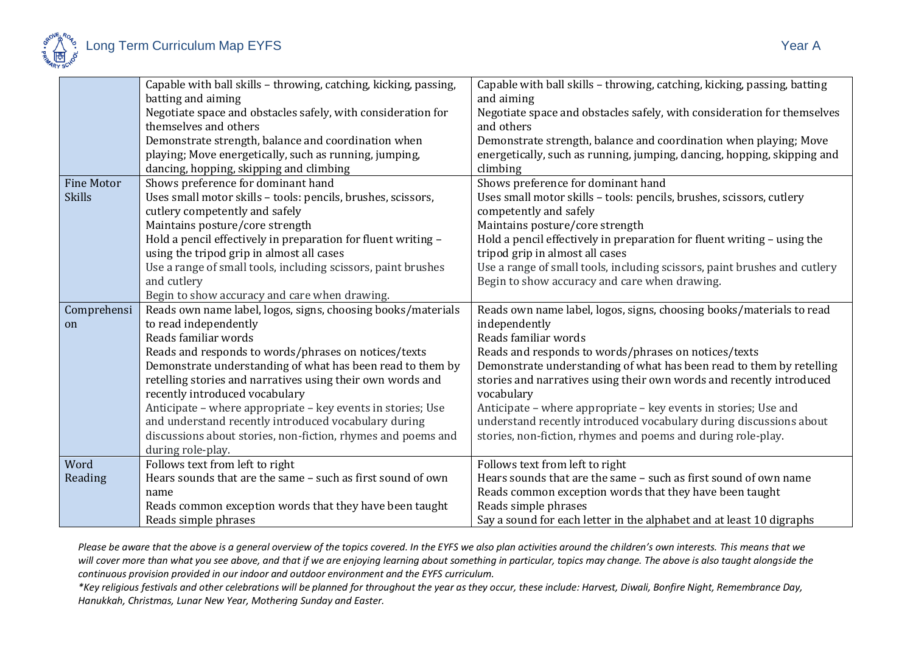| | | |
|---|---|---|
| | Capable with ball skills – throwing, catching, kicking, passing, batting and aiming<br>Negotiate space and obstacles safely, with consideration for themselves and others<br>Demonstrate strength, balance and coordination when playing; Move energetically, such as running, jumping, dancing, hopping, skipping and climbing | Capable with ball skills – throwing, catching, kicking, passing, batting and aiming<br>Negotiate space and obstacles safely, with consideration for themselves and others<br>Demonstrate strength, balance and coordination when playing; Move energetically, such as running, jumping, dancing, hopping, skipping and climbing |
| Fine Motor Skills | Shows preference for dominant hand<br>Uses small motor skills – tools: pencils, brushes, scissors, cutlery competently and safely<br>Maintains posture/core strength<br>Hold a pencil effectively in preparation for fluent writing – using the tripod grip in almost all cases<br>Use a range of small tools, including scissors, paint brushes and cutlery<br>Begin to show accuracy and care when drawing. | Shows preference for dominant hand<br>Uses small motor skills – tools: pencils, brushes, scissors, cutlery competently and safely<br>Maintains posture/core strength<br>Hold a pencil effectively in preparation for fluent writing – using the tripod grip in almost all cases<br>Use a range of small tools, including scissors, paint brushes and cutlery<br>Begin to show accuracy and care when drawing. |
| Comprehension | Reads own name label, logos, signs, choosing books/materials to read independently<br>Reads familiar words<br>Reads and responds to words/phrases on notices/texts<br>Demonstrate understanding of what has been read to them by retelling stories and narratives using their own words and recently introduced vocabulary<br>Anticipate – where appropriate – key events in stories; Use and understand recently introduced vocabulary during discussions about stories, non-fiction, rhymes and poems and during role-play. | Reads own name label, logos, signs, choosing books/materials to read independently<br>Reads familiar words<br>Reads and responds to words/phrases on notices/texts<br>Demonstrate understanding of what has been read to them by retelling stories and narratives using their own words and recently introduced vocabulary<br>Anticipate – where appropriate – key events in stories; Use and understand recently introduced vocabulary during discussions about stories, non-fiction, rhymes and poems and during role-play. |
| Word Reading | Follows text from left to right<br>Hears sounds that are the same – such as first sound of own name<br>Reads common exception words that they have been taught<br>Reads simple phrases | Follows text from left to right<br>Hears sounds that are the same – such as first sound of own name<br>Reads common exception words that they have been taught<br>Reads simple phrases<br>Say a sound for each letter in the alphabet and at least 10 digraphs |

*Please be aware that the above is a general overview of the topics covered. In the EYFS we also plan activities around the children's own interests. This means that we will cover more than what you see above, and that if we are enjoying learning about something in particular, topics may change. The above is also taught alongside the continuous provision provided in our indoor and outdoor environment and the EYFS curriculum.*

*\*Key religious festivals and other celebrations will be planned for throughout the year as they occur, these include: Harvest, Diwali, Bonfire Night, Remembrance Day, Hanukkah, Christmas, Lunar New Year, Mothering Sunday and Easter.*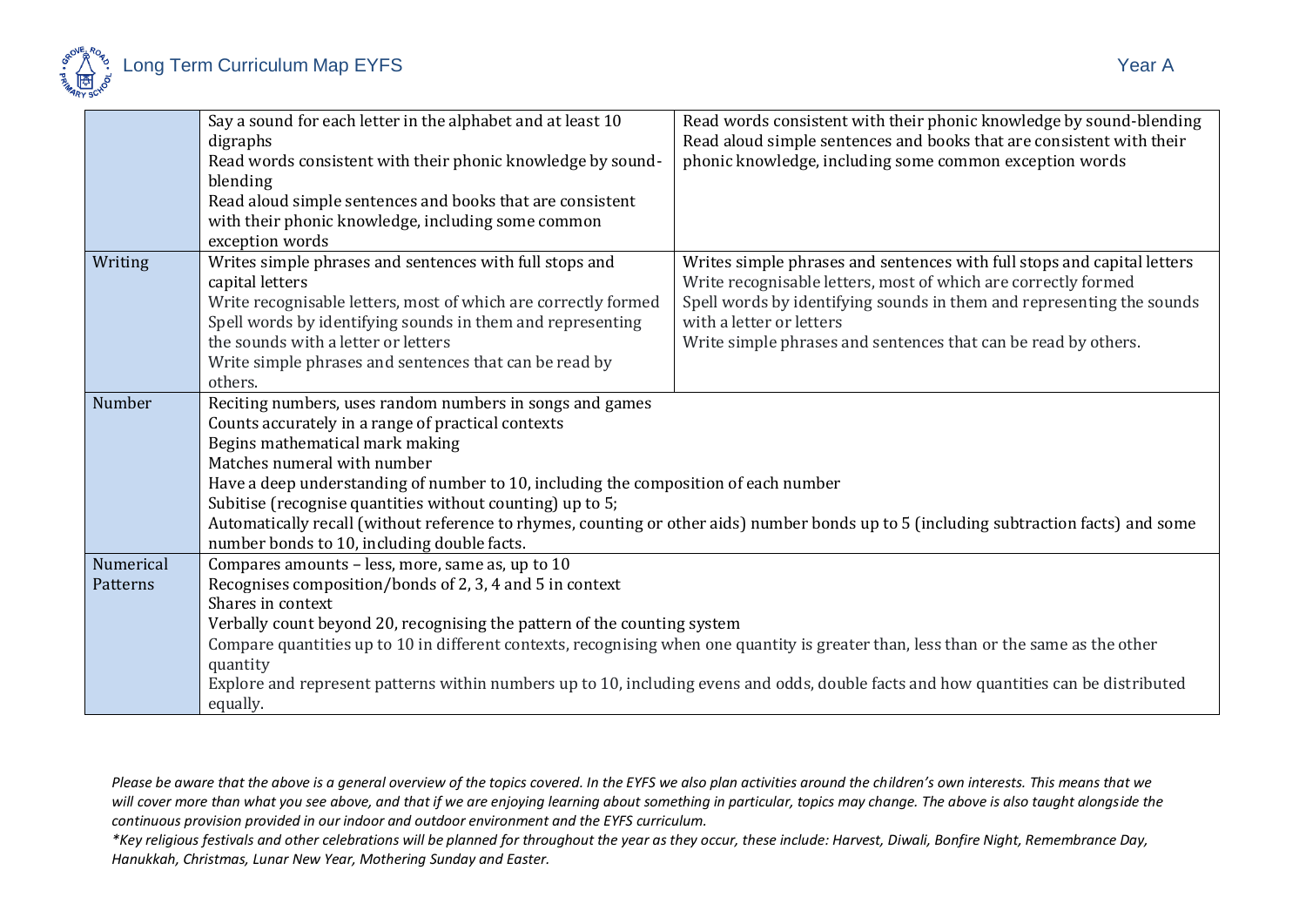| | | |
|---|---|---|
| | Say a sound for each letter in the alphabet and at least 10 digraphs<br>Read words consistent with their phonic knowledge by sound-blending<br>Read aloud simple sentences and books that are consistent with their phonic knowledge, including some common exception words | Read words consistent with their phonic knowledge by sound-blending<br>Read aloud simple sentences and books that are consistent with their phonic knowledge, including some common exception words |
| Writing | Writes simple phrases and sentences with full stops and capital letters<br>Write recognisable letters, most of which are correctly formed<br>Spell words by identifying sounds in them and representing the sounds with a letter or letters<br>Write simple phrases and sentences that can be read by others. | Writes simple phrases and sentences with full stops and capital letters<br>Write recognisable letters, most of which are correctly formed<br>Spell words by identifying sounds in them and representing the sounds with a letter or letters<br>Write simple phrases and sentences that can be read by others. |
| Number | Reciting numbers, uses random numbers in songs and games<br>Counts accurately in a range of practical contexts<br>Begins mathematical mark making<br>Matches numeral with number<br>Have a deep understanding of number to 10, including the composition of each number<br>Subitise (recognise quantities without counting) up to 5;<br>Automatically recall (without reference to rhymes, counting or other aids) number bonds up to 5 (including subtraction facts) and some number bonds to 10, including double facts. | |
| Numerical Patterns | Compares amounts – less, more, same as, up to 10<br>Recognises composition/bonds of 2, 3, 4 and 5 in context<br>Shares in context<br>Verbally count beyond 20, recognising the pattern of the counting system<br>Compare quantities up to 10 in different contexts, recognising when one quantity is greater than, less than or the same as the other quantity<br>Explore and represent patterns within numbers up to 10, including evens and odds, double facts and how quantities can be distributed equally. | |

*Please be aware that the above is a general overview of the topics covered. In the EYFS we also plan activities around the children's own interests. This means that we will cover more than what you see above, and that if we are enjoying learning about something in particular, topics may change. The above is also taught alongside the continuous provision provided in our indoor and outdoor environment and the EYFS curriculum.*

*\*Key religious festivals and other celebrations will be planned for throughout the year as they occur, these include: Harvest, Diwali, Bonfire Night, Remembrance Day, Hanukkah, Christmas, Lunar New Year, Mothering Sunday and Easter.*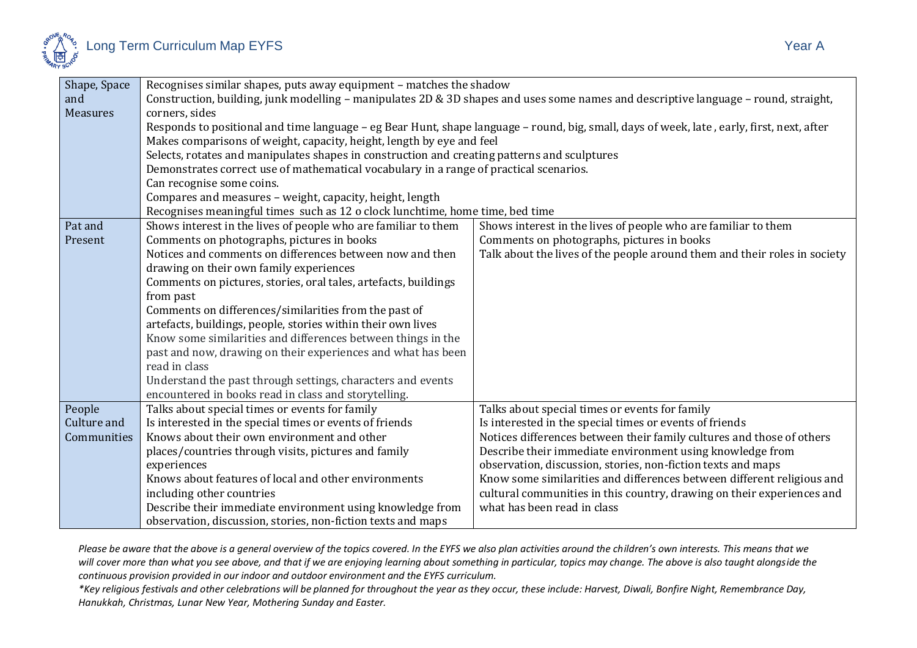| | | |
|---|---|---|
| Shape, Space and Measures | Recognises similar shapes, puts away equipment – matches the shadow<br>Construction, building, junk modelling – manipulates 2D & 3D shapes and uses some names and descriptive language – round, straight, corners, sides<br>Responds to positional and time language – eg Bear Hunt, shape language – round, big, small, days of week, late , early, first, next, after<br>Makes comparisons of weight, capacity, height, length by eye and feel<br>Selects, rotates and manipulates shapes in construction and creating patterns and sculptures<br>Demonstrates correct use of mathematical vocabulary in a range of practical scenarios.<br>Can recognise some coins.<br>Compares and measures – weight, capacity, height, length<br>Recognises meaningful times such as 12 o clock lunchtime, home time, bed time | |
| Pat and Present | Shows interest in the lives of people who are familiar to them<br>Comments on photographs, pictures in books<br>Notices and comments on differences between now and then drawing on their own family experiences<br>Comments on pictures, stories, oral tales, artefacts, buildings from past<br>Comments on differences/similarities from the past of artefacts, buildings, people, stories within their own lives<br>Know some similarities and differences between things in the past and now, drawing on their experiences and what has been read in class<br>Understand the past through settings, characters and events encountered in books read in class and storytelling. | Shows interest in the lives of people who are familiar to them<br>Comments on photographs, pictures in books<br>Talk about the lives of the people around them and their roles in society |
| People Culture and Communities | Talks about special times or events for family<br>Is interested in the special times or events of friends<br>Knows about their own environment and other places/countries through visits, pictures and family experiences<br>Knows about features of local and other environments including other countries<br>Describe their immediate environment using knowledge from observation, discussion, stories, non-fiction texts and maps | Talks about special times or events for family<br>Is interested in the special times or events of friends<br>Notices differences between their family cultures and those of others<br>Describe their immediate environment using knowledge from observation, discussion, stories, non-fiction texts and maps<br>Know some similarities and differences between different religious and cultural communities in this country, drawing on their experiences and what has been read in class |

*Please be aware that the above is a general overview of the topics covered. In the EYFS we also plan activities around the children's own interests. This means that we will cover more than what you see above, and that if we are enjoying learning about something in particular, topics may change. The above is also taught alongside the continuous provision provided in our indoor and outdoor environment and the EYFS curriculum.*

*\*Key religious festivals and other celebrations will be planned for throughout the year as they occur, these include: Harvest, Diwali, Bonfire Night, Remembrance Day, Hanukkah, Christmas, Lunar New Year, Mothering Sunday and Easter.*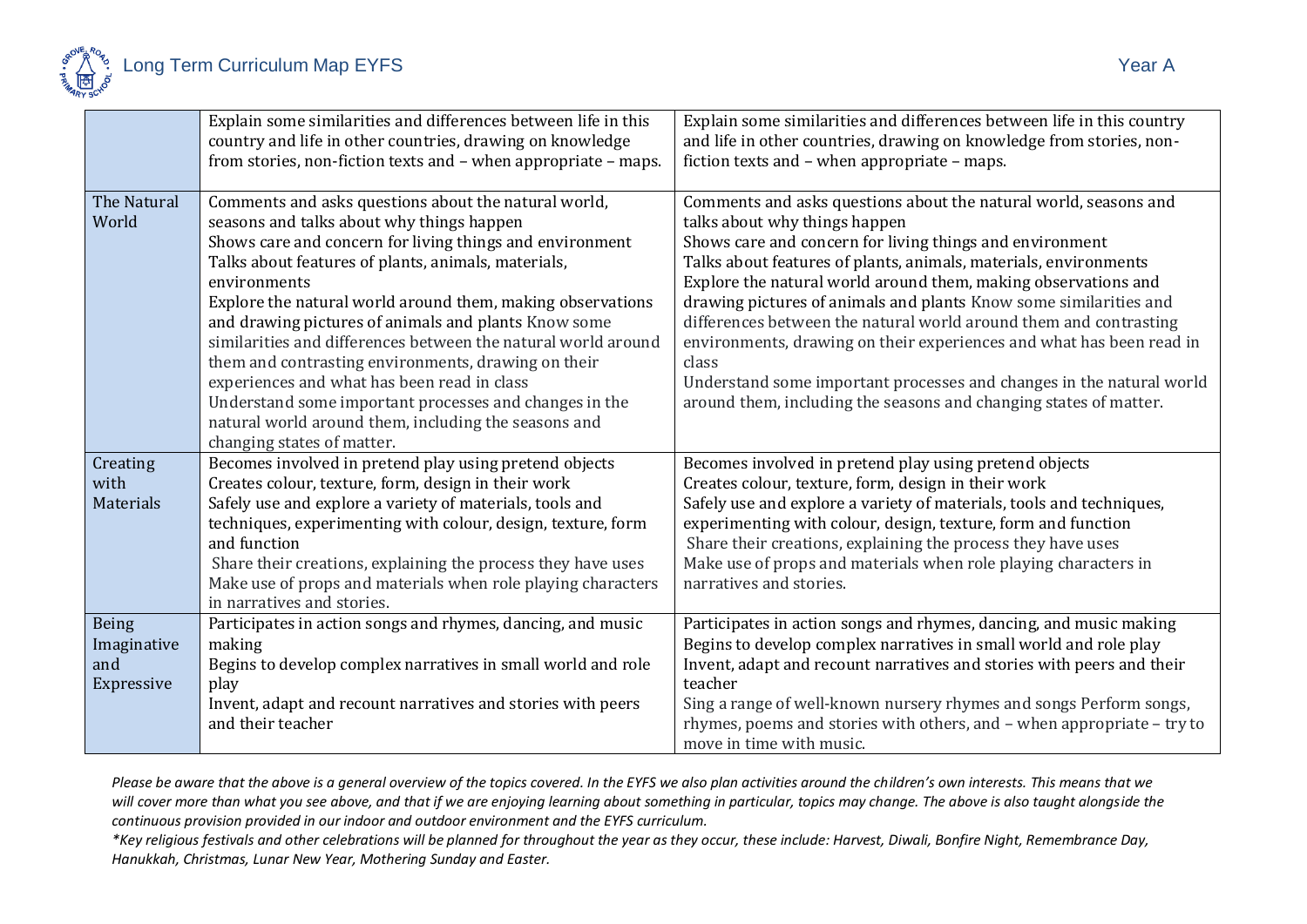| | | |
|---|---|---|
| | Explain some similarities and differences between life in this country and life in other countries, drawing on knowledge from stories, non-fiction texts and – when appropriate – maps. | Explain some similarities and differences between life in this country and life in other countries, drawing on knowledge from stories, non-fiction texts and – when appropriate – maps. |
| The Natural World | Comments and asks questions about the natural world, seasons and talks about why things happen<br>Shows care and concern for living things and environment<br>Talks about features of plants, animals, materials, environments<br>Explore the natural world around them, making observations and drawing pictures of animals and plants Know some similarities and differences between the natural world around them and contrasting environments, drawing on their experiences and what has been read in class<br>Understand some important processes and changes in the natural world around them, including the seasons and changing states of matter. | Comments and asks questions about the natural world, seasons and talks about why things happen<br>Shows care and concern for living things and environment<br>Talks about features of plants, animals, materials, environments<br>Explore the natural world around them, making observations and drawing pictures of animals and plants Know some similarities and differences between the natural world around them and contrasting environments, drawing on their experiences and what has been read in class<br>Understand some important processes and changes in the natural world around them, including the seasons and changing states of matter. |
| Creating with Materials | Becomes involved in pretend play using pretend objects<br>Creates colour, texture, form, design in their work<br>Safely use and explore a variety of materials, tools and techniques, experimenting with colour, design, texture, form and function<br>Share their creations, explaining the process they have uses<br>Make use of props and materials when role playing characters in narratives and stories. | Becomes involved in pretend play using pretend objects<br>Creates colour, texture, form, design in their work<br>Safely use and explore a variety of materials, tools and techniques, experimenting with colour, design, texture, form and function<br>Share their creations, explaining the process they have uses<br>Make use of props and materials when role playing characters in narratives and stories. |
| Being Imaginative and Expressive | Participates in action songs and rhymes, dancing, and music making<br>Begins to develop complex narratives in small world and role play<br>Invent, adapt and recount narratives and stories with peers and their teacher | Participates in action songs and rhymes, dancing, and music making<br>Begins to develop complex narratives in small world and role play<br>Invent, adapt and recount narratives and stories with peers and their teacher<br>Sing a range of well-known nursery rhymes and songs Perform songs, rhymes, poems and stories with others, and – when appropriate – try to move in time with music. |

*Please be aware that the above is a general overview of the topics covered. In the EYFS we also plan activities around the children's own interests. This means that we will cover more than what you see above, and that if we are enjoying learning about something in particular, topics may change. The above is also taught alongside the continuous provision provided in our indoor and outdoor environment and the EYFS curriculum.*

*\*Key religious festivals and other celebrations will be planned for throughout the year as they occur, these include: Harvest, Diwali, Bonfire Night, Remembrance Day, Hanukkah, Christmas, Lunar New Year, Mothering Sunday and Easter.*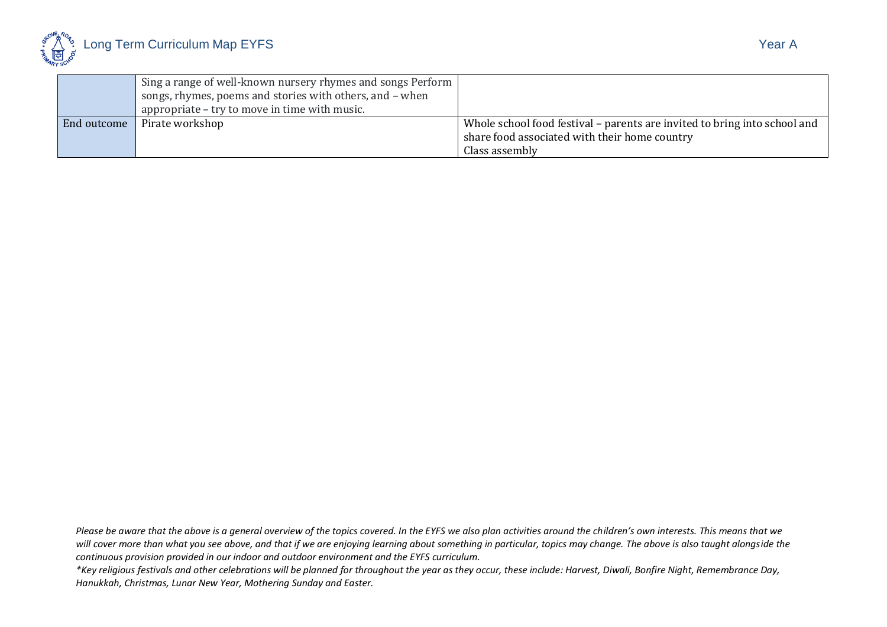| | | |
|---|---|---|
| | Sing a range of well-known nursery rhymes and songs Perform songs, rhymes, poems and stories with others, and – when appropriate – try to move in time with music. | |
| End outcome | Pirate workshop | Whole school food festival – parents are invited to bring into school and share food associated with their home country<br>Class assembly |

*Please be aware that the above is a general overview of the topics covered. In the EYFS we also plan activities around the children's own interests. This means that we will cover more than what you see above, and that if we are enjoying learning about something in particular, topics may change. The above is also taught alongside the continuous provision provided in our indoor and outdoor environment and the EYFS curriculum.*

**Key religious festivals and other celebrations will be planned for throughout the year as they occur, these include: Harvest, Diwali, Bonfire Night, Remembrance Day, Hanukkah, Christmas, Lunar New Year, Mothering Sunday and Easter.*